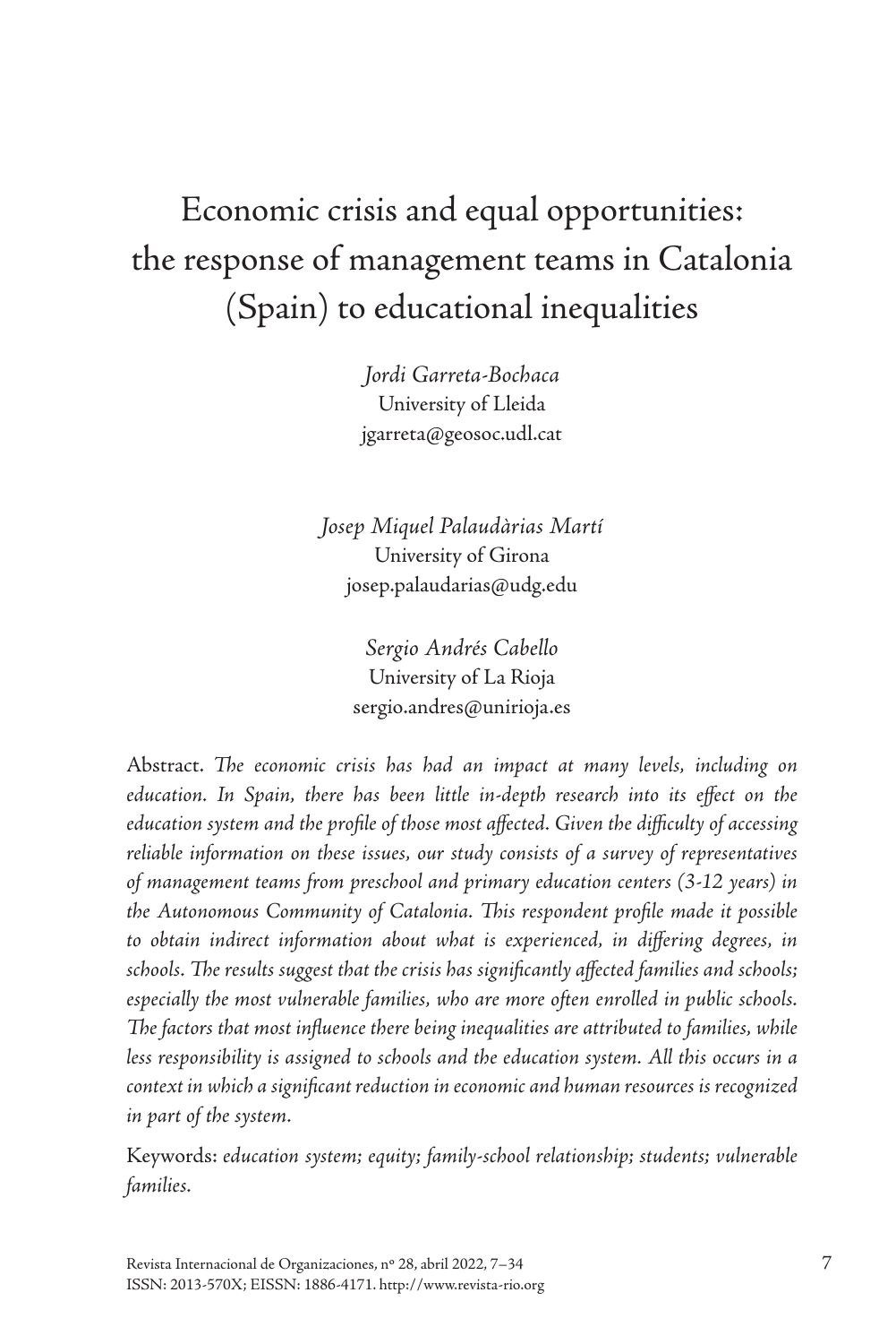# Economic crisis and equal opportunities: the response of management teams in Catalonia (Spain) to educational inequalities

*Jordi Garreta-Bochaca*
University of Lleida
jgarreta@geosoc.udl.cat

*Josep Miquel Palaudàrias Martí*
University of Girona
josep.palaudarias@udg.edu

*Sergio Andrés Cabello*
University of La Rioja
sergio.andres@unirioja.es

Abstract. *The economic crisis has had an impact at many levels, including on education. In Spain, there has been little in-depth research into its effect on the education system and the profile of those most affected. Given the difficulty of accessing reliable information on these issues, our study consists of a survey of representatives of management teams from preschool and primary education centers (3-12 years) in the Autonomous Community of Catalonia. This respondent profile made it possible to obtain indirect information about what is experienced, in differing degrees, in schools. The results suggest that the crisis has significantly affected families and schools; especially the most vulnerable families, who are more often enrolled in public schools. The factors that most influence there being inequalities are attributed to families, while less responsibility is assigned to schools and the education system. All this occurs in a context in which a significant reduction in economic and human resources is recognized in part of the system.*

Keywords: *education system; equity; family-school relationship; students; vulnerable families.*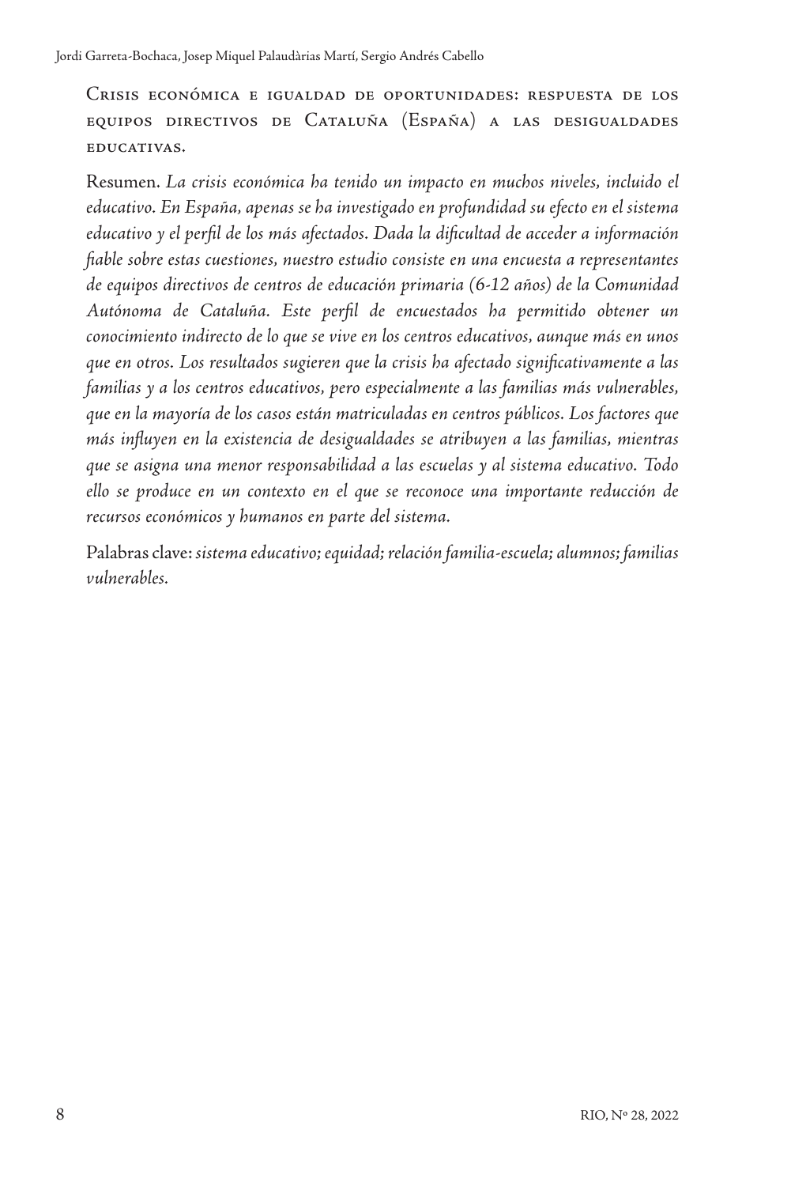## Crisis económica e igualdad de oportunidades: respuesta de los equipos directivos de Cataluña (España) a las desigualdades educativas.

Resumen. *La crisis económica ha tenido un impacto en muchos niveles, incluido el educativo. En España, apenas se ha investigado en profundidad su efecto en el sistema educativo y el perfil de los más afectados. Dada la dificultad de acceder a información fiable sobre estas cuestiones, nuestro estudio consiste en una encuesta a representantes de equipos directivos de centros de educación primaria (6-12 años) de la Comunidad Autónoma de Cataluña. Este perfil de encuestados ha permitido obtener un conocimiento indirecto de lo que se vive en los centros educativos, aunque más en unos que en otros. Los resultados sugieren que la crisis ha afectado significativamente a las familias y a los centros educativos, pero especialmente a las familias más vulnerables, que en la mayoría de los casos están matriculadas en centros públicos. Los factores que más influyen en la existencia de desigualdades se atribuyen a las familias, mientras que se asigna una menor responsabilidad a las escuelas y al sistema educativo. Todo ello se produce en un contexto en el que se reconoce una importante reducción de recursos económicos y humanos en parte del sistema.*

Palabras clave: *sistema educativo; equidad; relación familia-escuela; alumnos; familias vulnerables.*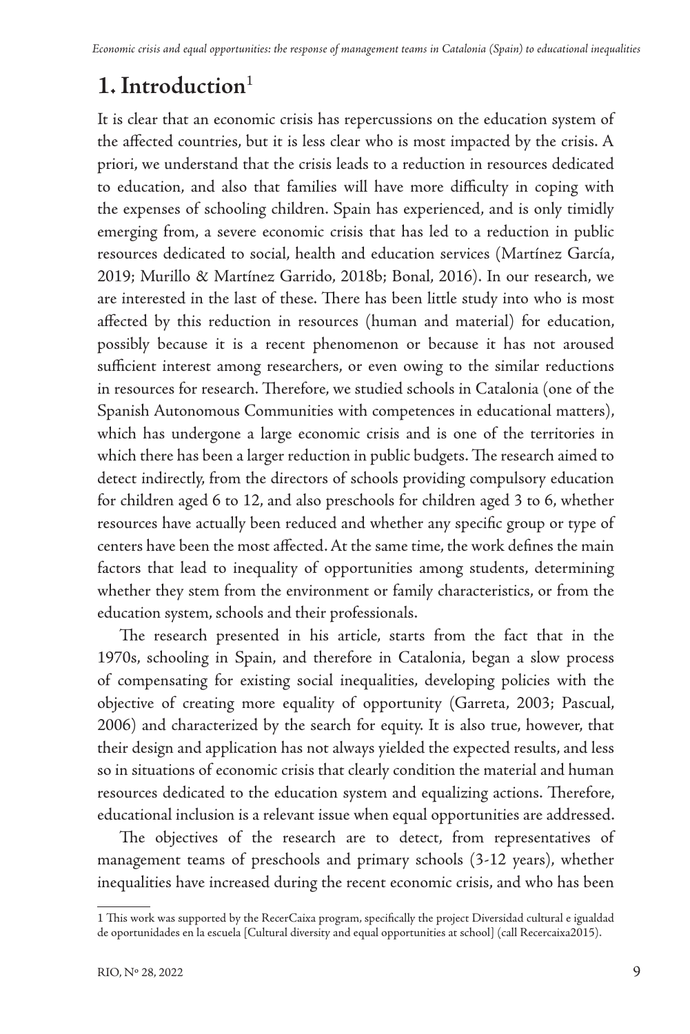## 1. Introduction[1]

It is clear that an economic crisis has repercussions on the education system of the affected countries, but it is less clear who is most impacted by the crisis. A priori, we understand that the crisis leads to a reduction in resources dedicated to education, and also that families will have more difficulty in coping with the expenses of schooling children. Spain has experienced, and is only timidly emerging from, a severe economic crisis that has led to a reduction in public resources dedicated to social, health and education services (Martínez García, 2019; Murillo & Martínez Garrido, 2018b; Bonal, 2016). In our research, we are interested in the last of these. There has been little study into who is most affected by this reduction in resources (human and material) for education, possibly because it is a recent phenomenon or because it has not aroused sufficient interest among researchers, or even owing to the similar reductions in resources for research. Therefore, we studied schools in Catalonia (one of the Spanish Autonomous Communities with competences in educational matters), which has undergone a large economic crisis and is one of the territories in which there has been a larger reduction in public budgets. The research aimed to detect indirectly, from the directors of schools providing compulsory education for children aged 6 to 12, and also preschools for children aged 3 to 6, whether resources have actually been reduced and whether any specific group or type of centers have been the most affected. At the same time, the work defines the main factors that lead to inequality of opportunities among students, determining whether they stem from the environment or family characteristics, or from the education system, schools and their professionals.

The research presented in his article, starts from the fact that in the 1970s, schooling in Spain, and therefore in Catalonia, began a slow process of compensating for existing social inequalities, developing policies with the objective of creating more equality of opportunity (Garreta, 2003; Pascual, 2006) and characterized by the search for equity. It is also true, however, that their design and application has not always yielded the expected results, and less so in situations of economic crisis that clearly condition the material and human resources dedicated to the education system and equalizing actions. Therefore, educational inclusion is a relevant issue when equal opportunities are addressed.

The objectives of the research are to detect, from representatives of management teams of preschools and primary schools (3-12 years), whether inequalities have increased during the recent economic crisis, and who has been

---

1 This work was supported by the RecerCaixa program, specifically the project Diversidad cultural e igualdad de oportunidades en la escuela [Cultural diversity and equal opportunities at school] (call Recercaixa2015).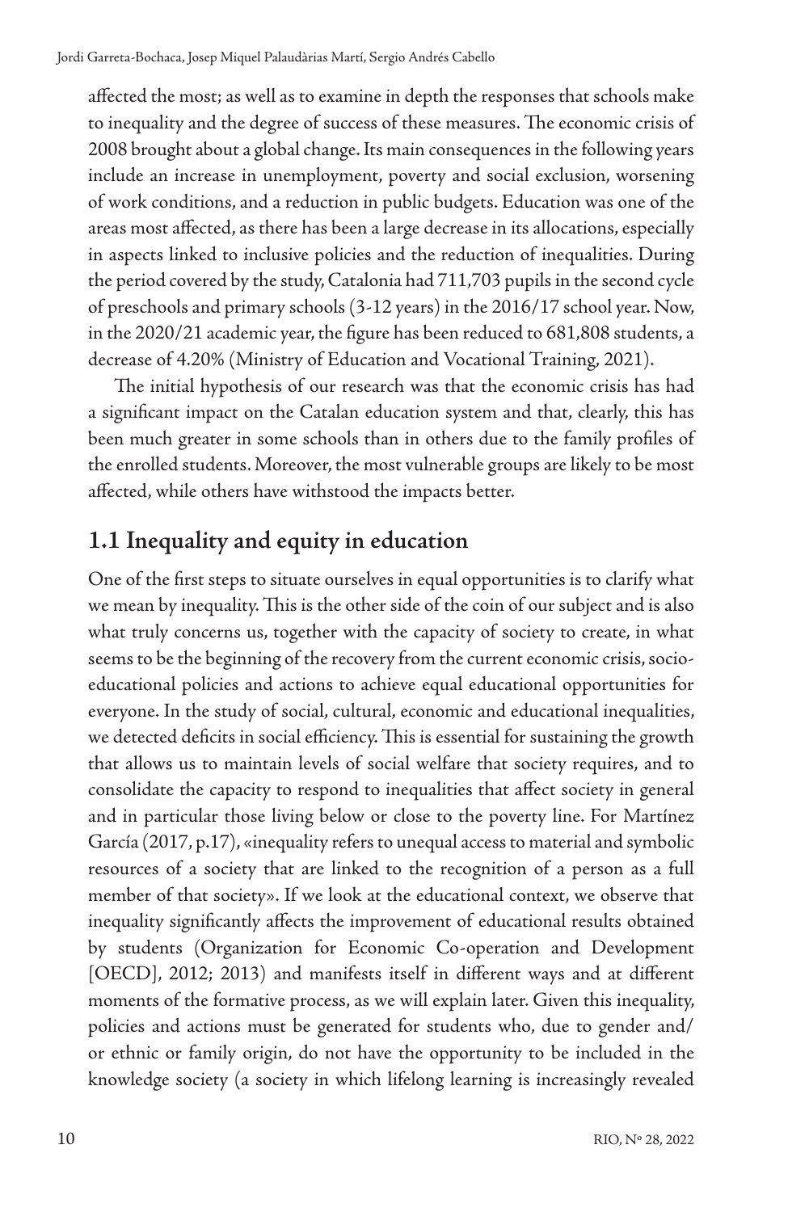affected the most; as well as to examine in depth the responses that schools make to inequality and the degree of success of these measures. The economic crisis of 2008 brought about a global change. Its main consequences in the following years include an increase in unemployment, poverty and social exclusion, worsening of work conditions, and a reduction in public budgets. Education was one of the areas most affected, as there has been a large decrease in its allocations, especially in aspects linked to inclusive policies and the reduction of inequalities. During the period covered by the study, Catalonia had 711,703 pupils in the second cycle of preschools and primary schools (3-12 years) in the 2016/17 school year. Now, in the 2020/21 academic year, the figure has been reduced to 681,808 students, a decrease of 4.20% (Ministry of Education and Vocational Training, 2021).

The initial hypothesis of our research was that the economic crisis has had a significant impact on the Catalan education system and that, clearly, this has been much greater in some schools than in others due to the family profiles of the enrolled students. Moreover, the most vulnerable groups are likely to be most affected, while others have withstood the impacts better.

## 1.1 Inequality and equity in education

One of the first steps to situate ourselves in equal opportunities is to clarify what we mean by inequality. This is the other side of the coin of our subject and is also what truly concerns us, together with the capacity of society to create, in what seems to be the beginning of the recovery from the current economic crisis, socio-educational policies and actions to achieve equal educational opportunities for everyone. In the study of social, cultural, economic and educational inequalities, we detected deficits in social efficiency. This is essential for sustaining the growth that allows us to maintain levels of social welfare that society requires, and to consolidate the capacity to respond to inequalities that affect society in general and in particular those living below or close to the poverty line. For Martínez García (2017, p.17), «inequality refers to unequal access to material and symbolic resources of a society that are linked to the recognition of a person as a full member of that society». If we look at the educational context, we observe that inequality significantly affects the improvement of educational results obtained by students (Organization for Economic Co-operation and Development [OECD], 2012; 2013) and manifests itself in different ways and at different moments of the formative process, as we will explain later. Given this inequality, policies and actions must be generated for students who, due to gender and/or ethnic or family origin, do not have the opportunity to be included in the knowledge society (a society in which lifelong learning is increasingly revealed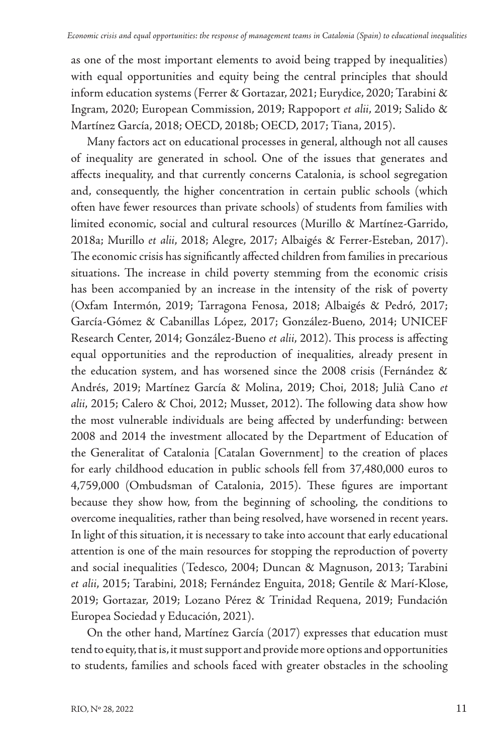as one of the most important elements to avoid being trapped by inequalities) with equal opportunities and equity being the central principles that should inform education systems (Ferrer & Gortazar, 2021; Eurydice, 2020; Tarabini & Ingram, 2020; European Commission, 2019; Rappoport *et alii*, 2019; Salido & Martínez García, 2018; OECD, 2018b; OECD, 2017; Tiana, 2015).

Many factors act on educational processes in general, although not all causes of inequality are generated in school. One of the issues that generates and affects inequality, and that currently concerns Catalonia, is school segregation and, consequently, the higher concentration in certain public schools (which often have fewer resources than private schools) of students from families with limited economic, social and cultural resources (Murillo & Martínez-Garrido, 2018a; Murillo *et alii*, 2018; Alegre, 2017; Albaigés & Ferrer-Esteban, 2017). The economic crisis has significantly affected children from families in precarious situations. The increase in child poverty stemming from the economic crisis has been accompanied by an increase in the intensity of the risk of poverty (Oxfam Intermón, 2019; Tarragona Fenosa, 2018; Albaigés & Pedró, 2017; García-Gómez & Cabanillas López, 2017; González-Bueno, 2014; UNICEF Research Center, 2014; González-Bueno *et alii*, 2012). This process is affecting equal opportunities and the reproduction of inequalities, already present in the education system, and has worsened since the 2008 crisis (Fernández & Andrés, 2019; Martínez García & Molina, 2019; Choi, 2018; Julià Cano *et alii*, 2015; Calero & Choi, 2012; Musset, 2012). The following data show how the most vulnerable individuals are being affected by underfunding: between 2008 and 2014 the investment allocated by the Department of Education of the Generalitat of Catalonia [Catalan Government] to the creation of places for early childhood education in public schools fell from 37,480,000 euros to 4,759,000 (Ombudsman of Catalonia, 2015). These figures are important because they show how, from the beginning of schooling, the conditions to overcome inequalities, rather than being resolved, have worsened in recent years. In light of this situation, it is necessary to take into account that early educational attention is one of the main resources for stopping the reproduction of poverty and social inequalities (Tedesco, 2004; Duncan & Magnuson, 2013; Tarabini *et alii*, 2015; Tarabini, 2018; Fernández Enguita, 2018; Gentile & Marí-Klose, 2019; Gortazar, 2019; Lozano Pérez & Trinidad Requena, 2019; Fundación Europea Sociedad y Educación, 2021).

On the other hand, Martínez García (2017) expresses that education must tend to equity, that is, it must support and provide more options and opportunities to students, families and schools faced with greater obstacles in the schooling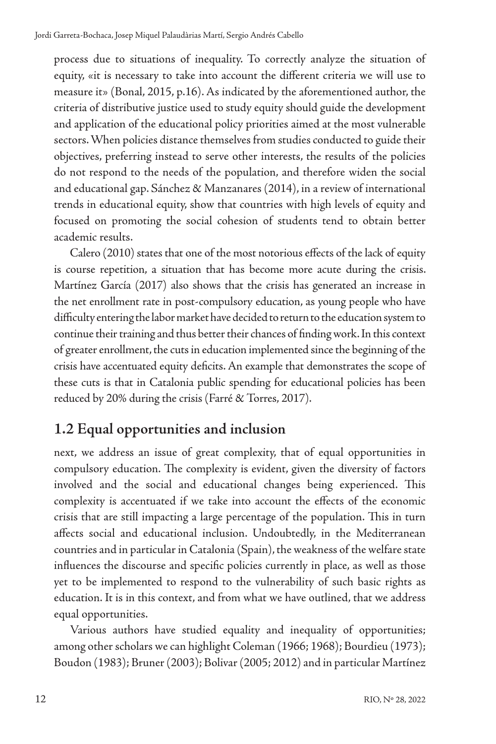process due to situations of inequality. To correctly analyze the situation of equity, «it is necessary to take into account the different criteria we will use to measure it» (Bonal, 2015, p.16). As indicated by the aforementioned author, the criteria of distributive justice used to study equity should guide the development and application of the educational policy priorities aimed at the most vulnerable sectors. When policies distance themselves from studies conducted to guide their objectives, preferring instead to serve other interests, the results of the policies do not respond to the needs of the population, and therefore widen the social and educational gap. Sánchez & Manzanares (2014), in a review of international trends in educational equity, show that countries with high levels of equity and focused on promoting the social cohesion of students tend to obtain better academic results.

Calero (2010) states that one of the most notorious effects of the lack of equity is course repetition, a situation that has become more acute during the crisis. Martínez García (2017) also shows that the crisis has generated an increase in the net enrollment rate in post-compulsory education, as young people who have difficulty entering the labor market have decided to return to the education system to continue their training and thus better their chances of finding work. In this context of greater enrollment, the cuts in education implemented since the beginning of the crisis have accentuated equity deficits. An example that demonstrates the scope of these cuts is that in Catalonia public spending for educational policies has been reduced by 20% during the crisis (Farré & Torres, 2017).

## 1.2 Equal opportunities and inclusion

next, we address an issue of great complexity, that of equal opportunities in compulsory education. The complexity is evident, given the diversity of factors involved and the social and educational changes being experienced. This complexity is accentuated if we take into account the effects of the economic crisis that are still impacting a large percentage of the population. This in turn affects social and educational inclusion. Undoubtedly, in the Mediterranean countries and in particular in Catalonia (Spain), the weakness of the welfare state influences the discourse and specific policies currently in place, as well as those yet to be implemented to respond to the vulnerability of such basic rights as education. It is in this context, and from what we have outlined, that we address equal opportunities.

Various authors have studied equality and inequality of opportunities; among other scholars we can highlight Coleman (1966; 1968); Bourdieu (1973); Boudon (1983); Bruner (2003); Bolivar (2005; 2012) and in particular Martínez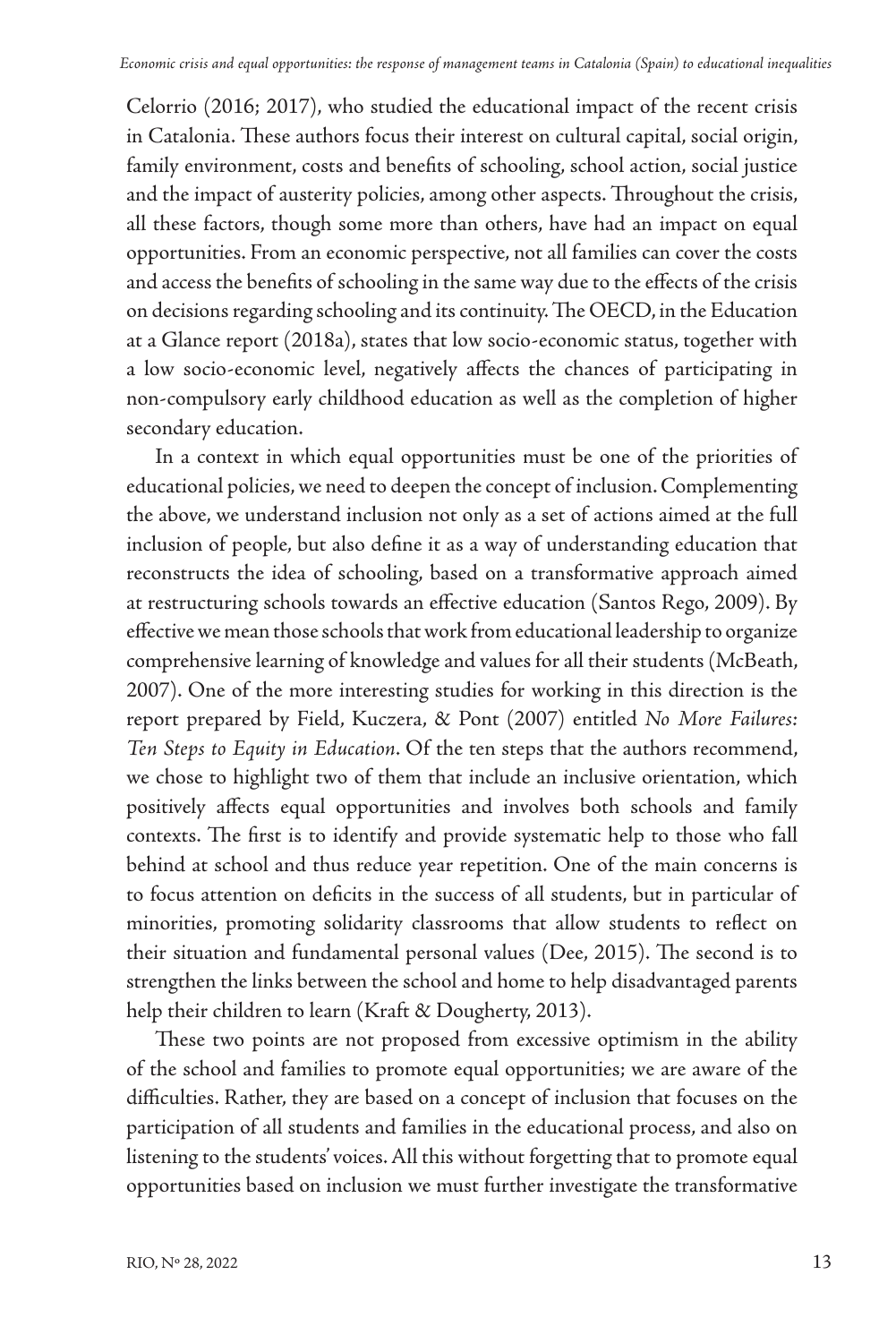Celorrio (2016; 2017), who studied the educational impact of the recent crisis in Catalonia. These authors focus their interest on cultural capital, social origin, family environment, costs and benefits of schooling, school action, social justice and the impact of austerity policies, among other aspects. Throughout the crisis, all these factors, though some more than others, have had an impact on equal opportunities. From an economic perspective, not all families can cover the costs and access the benefits of schooling in the same way due to the effects of the crisis on decisions regarding schooling and its continuity. The OECD, in the Education at a Glance report (2018a), states that low socio-economic status, together with a low socio-economic level, negatively affects the chances of participating in non-compulsory early childhood education as well as the completion of higher secondary education.

In a context in which equal opportunities must be one of the priorities of educational policies, we need to deepen the concept of inclusion. Complementing the above, we understand inclusion not only as a set of actions aimed at the full inclusion of people, but also define it as a way of understanding education that reconstructs the idea of schooling, based on a transformative approach aimed at restructuring schools towards an effective education (Santos Rego, 2009). By effective we mean those schools that work from educational leadership to organize comprehensive learning of knowledge and values for all their students (McBeath, 2007). One of the more interesting studies for working in this direction is the report prepared by Field, Kuczera, & Pont (2007) entitled *No More Failures: Ten Steps to Equity in Education*. Of the ten steps that the authors recommend, we chose to highlight two of them that include an inclusive orientation, which positively affects equal opportunities and involves both schools and family contexts. The first is to identify and provide systematic help to those who fall behind at school and thus reduce year repetition. One of the main concerns is to focus attention on deficits in the success of all students, but in particular of minorities, promoting solidarity classrooms that allow students to reflect on their situation and fundamental personal values (Dee, 2015). The second is to strengthen the links between the school and home to help disadvantaged parents help their children to learn (Kraft & Dougherty, 2013).

These two points are not proposed from excessive optimism in the ability of the school and families to promote equal opportunities; we are aware of the difficulties. Rather, they are based on a concept of inclusion that focuses on the participation of all students and families in the educational process, and also on listening to the students' voices. All this without forgetting that to promote equal opportunities based on inclusion we must further investigate the transformative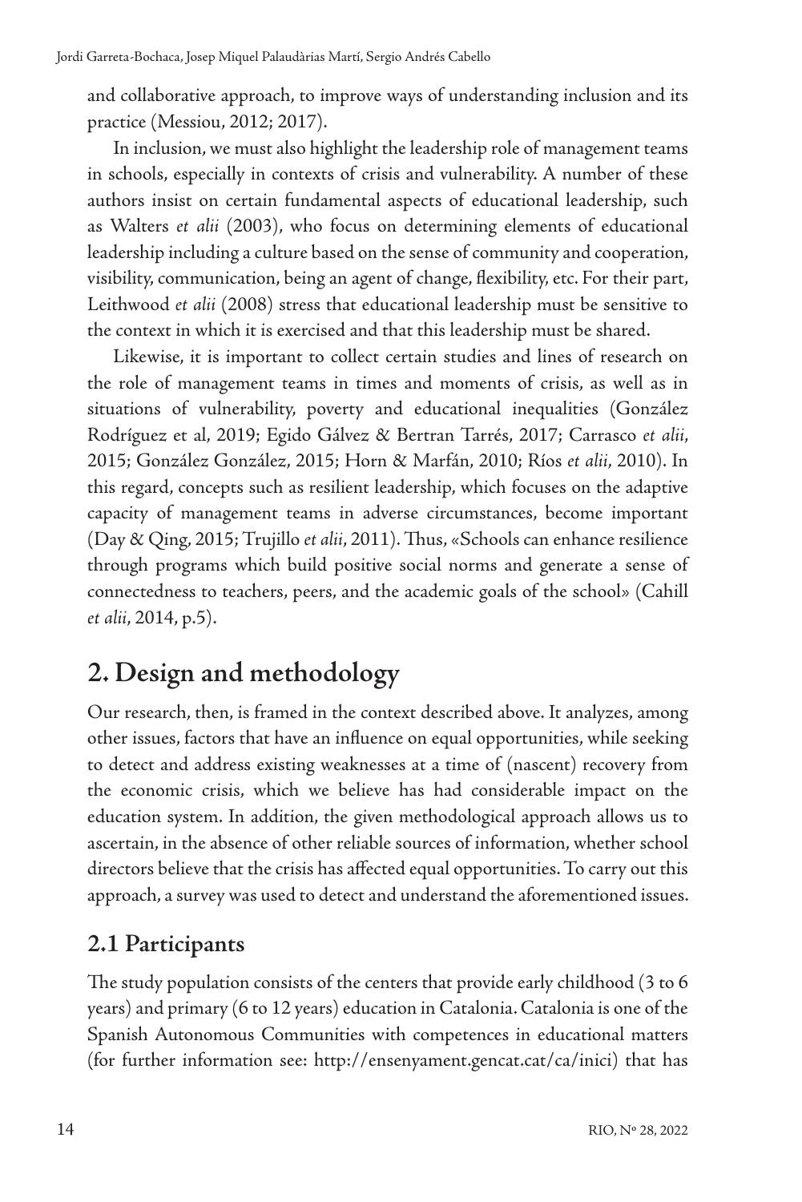and collaborative approach, to improve ways of understanding inclusion and its practice (Messiou, 2012; 2017).

In inclusion, we must also highlight the leadership role of management teams in schools, especially in contexts of crisis and vulnerability. A number of these authors insist on certain fundamental aspects of educational leadership, such as Walters *et alii* (2003), who focus on determining elements of educational leadership including a culture based on the sense of community and cooperation, visibility, communication, being an agent of change, flexibility, etc. For their part, Leithwood *et alii* (2008) stress that educational leadership must be sensitive to the context in which it is exercised and that this leadership must be shared.

Likewise, it is important to collect certain studies and lines of research on the role of management teams in times and moments of crisis, as well as in situations of vulnerability, poverty and educational inequalities (González Rodríguez et al, 2019; Egido Gálvez & Bertran Tarrés, 2017; Carrasco *et alii*, 2015; González González, 2015; Horn & Marfán, 2010; Ríos *et alii*, 2010). In this regard, concepts such as resilient leadership, which focuses on the adaptive capacity of management teams in adverse circumstances, become important (Day & Qing, 2015; Trujillo *et alii*, 2011). Thus, «Schools can enhance resilience through programs which build positive social norms and generate a sense of connectedness to teachers, peers, and the academic goals of the school» (Cahill *et alii*, 2014, p.5).

## 2. Design and methodology

Our research, then, is framed in the context described above. It analyzes, among other issues, factors that have an influence on equal opportunities, while seeking to detect and address existing weaknesses at a time of (nascent) recovery from the economic crisis, which we believe has had considerable impact on the education system. In addition, the given methodological approach allows us to ascertain, in the absence of other reliable sources of information, whether school directors believe that the crisis has affected equal opportunities. To carry out this approach, a survey was used to detect and understand the aforementioned issues.

### 2.1 Participants

The study population consists of the centers that provide early childhood (3 to 6 years) and primary (6 to 12 years) education in Catalonia. Catalonia is one of the Spanish Autonomous Communities with competences in educational matters (for further information see: http://ensenyament.gencat.cat/ca/inici) that has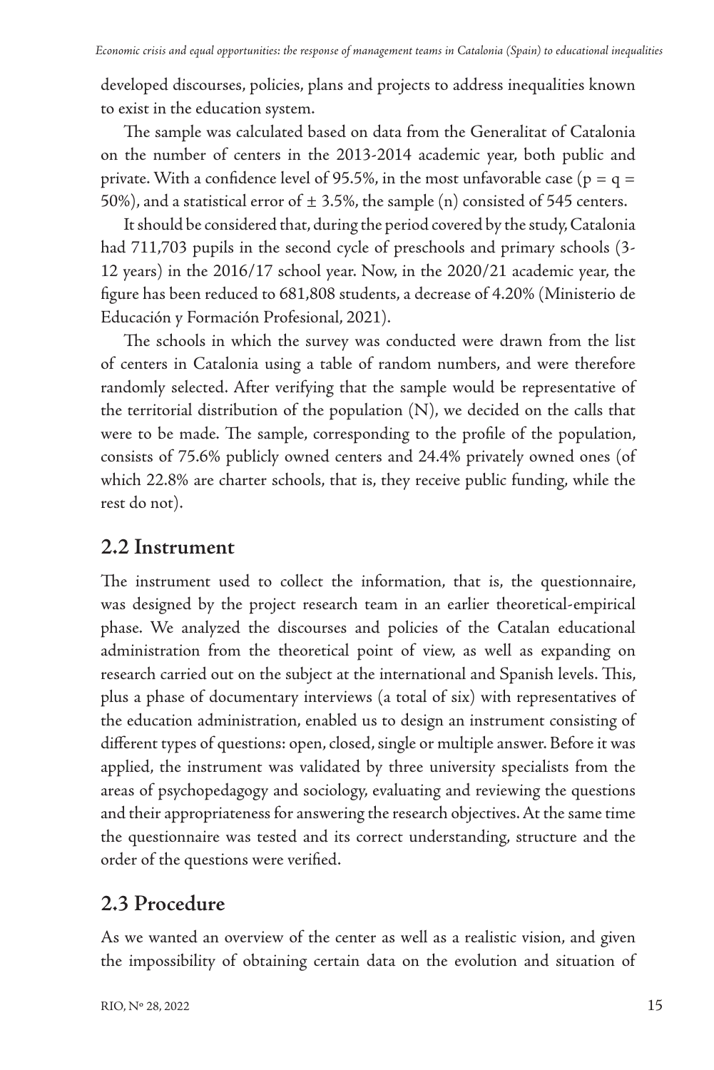developed discourses, policies, plans and projects to address inequalities known to exist in the education system.

The sample was calculated based on data from the Generalitat of Catalonia on the number of centers in the 2013-2014 academic year, both public and private. With a confidence level of 95.5%, in the most unfavorable case ($p = q = 50\%$), and a statistical error of $\pm$ 3.5%, the sample (n) consisted of 545 centers.

It should be considered that, during the period covered by the study, Catalonia had 711,703 pupils in the second cycle of preschools and primary schools (3-12 years) in the 2016/17 school year. Now, in the 2020/21 academic year, the figure has been reduced to 681,808 students, a decrease of 4.20% (Ministerio de Educación y Formación Profesional, 2021).

The schools in which the survey was conducted were drawn from the list of centers in Catalonia using a table of random numbers, and were therefore randomly selected. After verifying that the sample would be representative of the territorial distribution of the population (N), we decided on the calls that were to be made. The sample, corresponding to the profile of the population, consists of 75.6% publicly owned centers and 24.4% privately owned ones (of which 22.8% are charter schools, that is, they receive public funding, while the rest do not).

## 2.2 Instrument

The instrument used to collect the information, that is, the questionnaire, was designed by the project research team in an earlier theoretical-empirical phase. We analyzed the discourses and policies of the Catalan educational administration from the theoretical point of view, as well as expanding on research carried out on the subject at the international and Spanish levels. This, plus a phase of documentary interviews (a total of six) with representatives of the education administration, enabled us to design an instrument consisting of different types of questions: open, closed, single or multiple answer. Before it was applied, the instrument was validated by three university specialists from the areas of psychopedagogy and sociology, evaluating and reviewing the questions and their appropriateness for answering the research objectives. At the same time the questionnaire was tested and its correct understanding, structure and the order of the questions were verified.

## 2.3 Procedure

As we wanted an overview of the center as well as a realistic vision, and given the impossibility of obtaining certain data on the evolution and situation of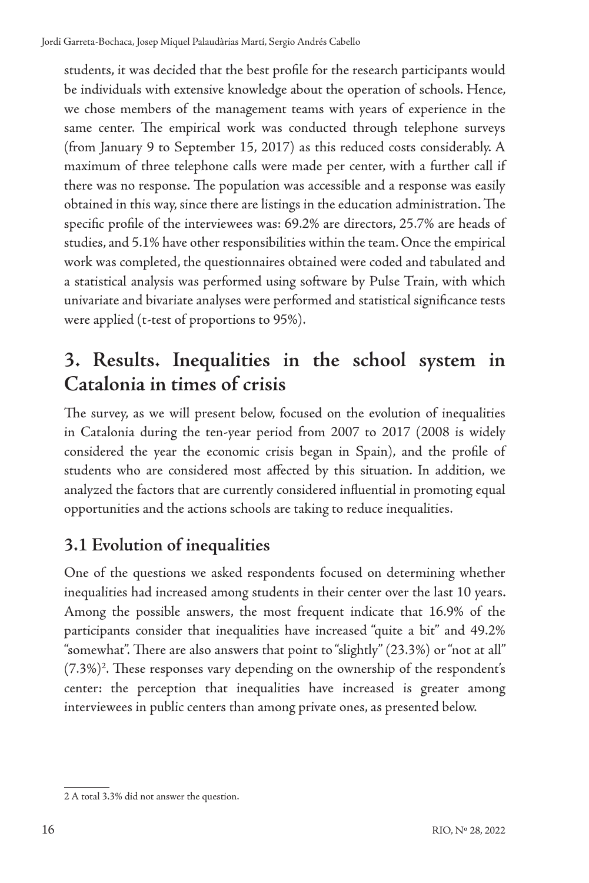students, it was decided that the best profile for the research participants would be individuals with extensive knowledge about the operation of schools. Hence, we chose members of the management teams with years of experience in the same center. The empirical work was conducted through telephone surveys (from January 9 to September 15, 2017) as this reduced costs considerably. A maximum of three telephone calls were made per center, with a further call if there was no response. The population was accessible and a response was easily obtained in this way, since there are listings in the education administration. The specific profile of the interviewees was: 69.2% are directors, 25.7% are heads of studies, and 5.1% have other responsibilities within the team. Once the empirical work was completed, the questionnaires obtained were coded and tabulated and a statistical analysis was performed using software by Pulse Train, with which univariate and bivariate analyses were performed and statistical significance tests were applied (t-test of proportions to 95%).

## 3. Results. Inequalities in the school system in Catalonia in times of crisis

The survey, as we will present below, focused on the evolution of inequalities in Catalonia during the ten-year period from 2007 to 2017 (2008 is widely considered the year the economic crisis began in Spain), and the profile of students who are considered most affected by this situation. In addition, we analyzed the factors that are currently considered influential in promoting equal opportunities and the actions schools are taking to reduce inequalities.

### 3.1 Evolution of inequalities

One of the questions we asked respondents focused on determining whether inequalities had increased among students in their center over the last 10 years. Among the possible answers, the most frequent indicate that 16.9% of the participants consider that inequalities have increased "quite a bit" and 49.2% "somewhat". There are also answers that point to "slightly" (23.3%) or "not at all" (7.3%)[2]. These responses vary depending on the ownership of the respondent's center: the perception that inequalities have increased is greater among interviewees in public centers than among private ones, as presented below.

2 A total 3.3% did not answer the question.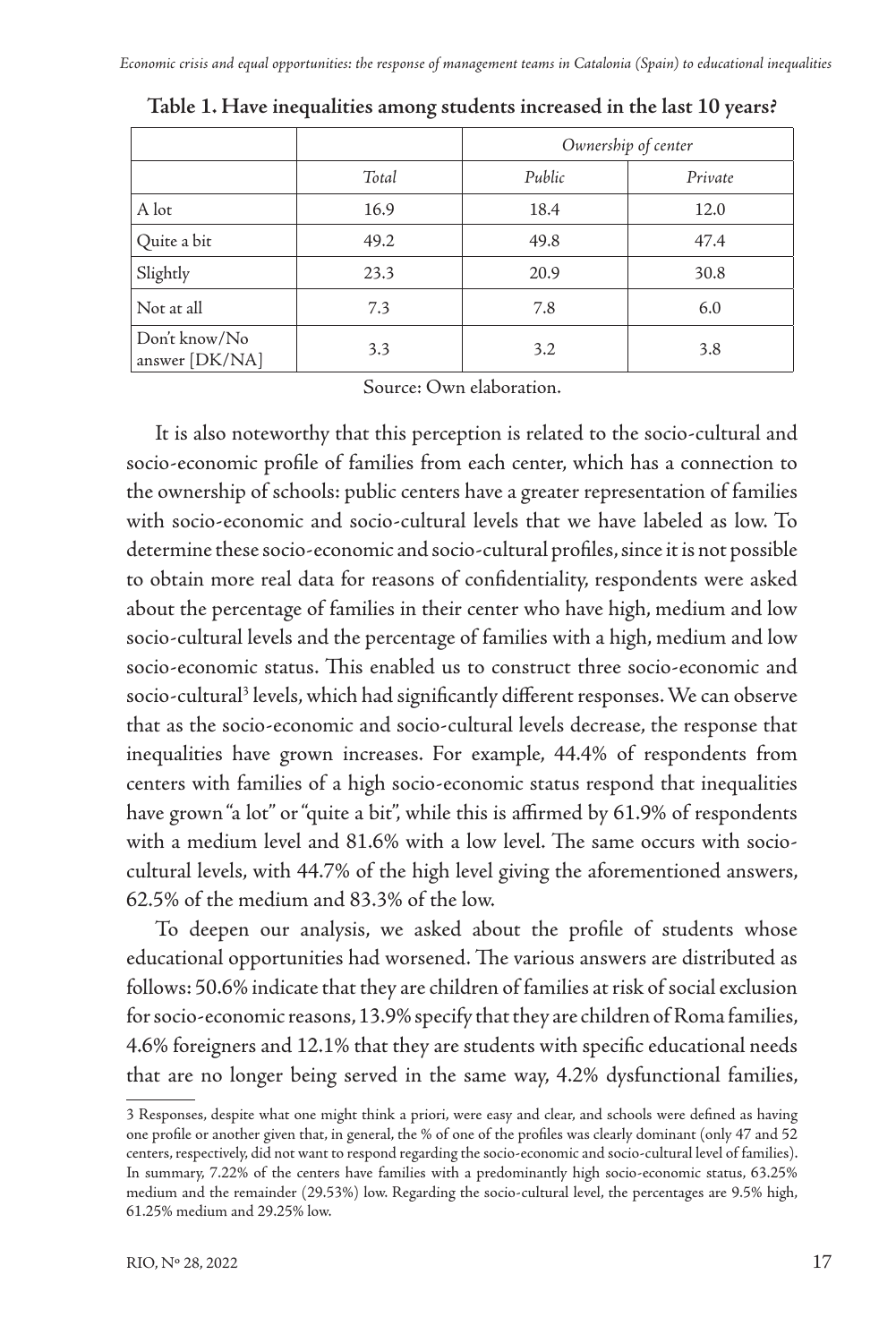**Table 1. Have inequalities among students increased in the last 10 years?**

| | | *Ownership of center* | |
|---|---|---|---|
| | *Total* | *Public* | *Private* |
| A lot | 16.9 | 18.4 | 12.0 |
| Quite a bit | 49.2 | 49.8 | 47.4 |
| Slightly | 23.3 | 20.9 | 30.8 |
| Not at all | 7.3 | 7.8 | 6.0 |
| Don't know/No answer [DK/NA] | 3.3 | 3.2 | 3.8 |

Source: Own elaboration.

It is also noteworthy that this perception is related to the socio-cultural and socio-economic profile of families from each center, which has a connection to the ownership of schools: public centers have a greater representation of families with socio-economic and socio-cultural levels that we have labeled as low. To determine these socio-economic and socio-cultural profiles, since it is not possible to obtain more real data for reasons of confidentiality, respondents were asked about the percentage of families in their center who have high, medium and low socio-cultural levels and the percentage of families with a high, medium and low socio-economic status. This enabled us to construct three socio-economic and socio-cultural[3] levels, which had significantly different responses. We can observe that as the socio-economic and socio-cultural levels decrease, the response that inequalities have grown increases. For example, 44.4% of respondents from centers with families of a high socio-economic status respond that inequalities have grown "a lot" or "quite a bit", while this is affirmed by 61.9% of respondents with a medium level and 81.6% with a low level. The same occurs with socio-cultural levels, with 44.7% of the high level giving the aforementioned answers, 62.5% of the medium and 83.3% of the low.

To deepen our analysis, we asked about the profile of students whose educational opportunities had worsened. The various answers are distributed as follows: 50.6% indicate that they are children of families at risk of social exclusion for socio-economic reasons, 13.9% specify that they are children of Roma families, 4.6% foreigners and 12.1% that they are students with specific educational needs that are no longer being served in the same way, 4.2% dysfunctional families,

---

3 Responses, despite what one might think a priori, were easy and clear, and schools were defined as having one profile or another given that, in general, the % of one of the profiles was clearly dominant (only 47 and 52 centers, respectively, did not want to respond regarding the socio-economic and socio-cultural level of families). In summary, 7.22% of the centers have families with a predominantly high socio-economic status, 63.25% medium and the remainder (29.53%) low. Regarding the socio-cultural level, the percentages are 9.5% high, 61.25% medium and 29.25% low.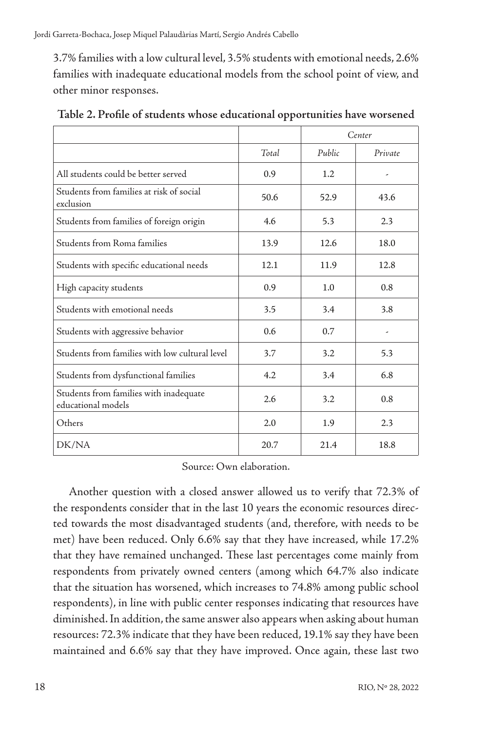3.7% families with a low cultural level, 3.5% students with emotional needs, 2.6% families with inadequate educational models from the school point of view, and other minor responses.

**Table 2. Profile of students whose educational opportunities have worsened**

| | | *Center* | |
|---|---|---|---|
| | *Total* | *Public* | *Private* |
| All students could be better served | 0.9 | 1.2 | - |
| Students from families at risk of social exclusion | 50.6 | 52.9 | 43.6 |
| Students from families of foreign origin | 4.6 | 5.3 | 2.3 |
| Students from Roma families | 13.9 | 12.6 | 18.0 |
| Students with specific educational needs | 12.1 | 11.9 | 12.8 |
| High capacity students | 0.9 | 1.0 | 0.8 |
| Students with emotional needs | 3.5 | 3.4 | 3.8 |
| Students with aggressive behavior | 0.6 | 0.7 | - |
| Students from families with low cultural level | 3.7 | 3.2 | 5.3 |
| Students from dysfunctional families | 4.2 | 3.4 | 6.8 |
| Students from families with inadequate educational models | 2.6 | 3.2 | 0.8 |
| Others | 2.0 | 1.9 | 2.3 |
| DK/NA | 20.7 | 21.4 | 18.8 |

Source: Own elaboration.

Another question with a closed answer allowed us to verify that 72.3% of the respondents consider that in the last 10 years the economic resources directed towards the most disadvantaged students (and, therefore, with needs to be met) have been reduced. Only 6.6% say that they have increased, while 17.2% that they have remained unchanged. These last percentages come mainly from respondents from privately owned centers (among which 64.7% also indicate that the situation has worsened, which increases to 74.8% among public school respondents), in line with public center responses indicating that resources have diminished. In addition, the same answer also appears when asking about human resources: 72.3% indicate that they have been reduced, 19.1% say they have been maintained and 6.6% say that they have improved. Once again, these last two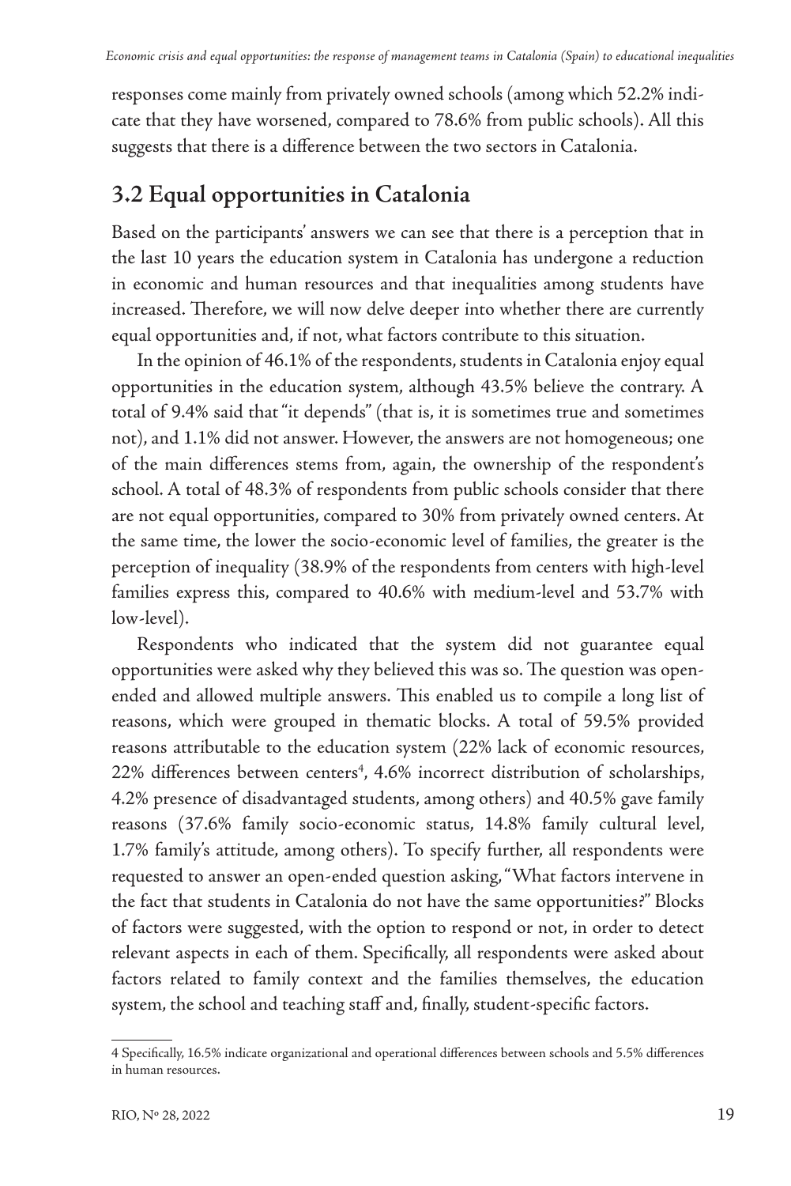responses come mainly from privately owned schools (among which 52.2% indicate that they have worsened, compared to 78.6% from public schools). All this suggests that there is a difference between the two sectors in Catalonia.

## 3.2 Equal opportunities in Catalonia

Based on the participants' answers we can see that there is a perception that in the last 10 years the education system in Catalonia has undergone a reduction in economic and human resources and that inequalities among students have increased. Therefore, we will now delve deeper into whether there are currently equal opportunities and, if not, what factors contribute to this situation.

In the opinion of 46.1% of the respondents, students in Catalonia enjoy equal opportunities in the education system, although 43.5% believe the contrary. A total of 9.4% said that "it depends" (that is, it is sometimes true and sometimes not), and 1.1% did not answer. However, the answers are not homogeneous; one of the main differences stems from, again, the ownership of the respondent's school. A total of 48.3% of respondents from public schools consider that there are not equal opportunities, compared to 30% from privately owned centers. At the same time, the lower the socio-economic level of families, the greater is the perception of inequality (38.9% of the respondents from centers with high-level families express this, compared to 40.6% with medium-level and 53.7% with low-level).

Respondents who indicated that the system did not guarantee equal opportunities were asked why they believed this was so. The question was open-ended and allowed multiple answers. This enabled us to compile a long list of reasons, which were grouped in thematic blocks. A total of 59.5% provided reasons attributable to the education system (22% lack of economic resources, 22% differences between centers[4], 4.6% incorrect distribution of scholarships, 4.2% presence of disadvantaged students, among others) and 40.5% gave family reasons (37.6% family socio-economic status, 14.8% family cultural level, 1.7% family's attitude, among others). To specify further, all respondents were requested to answer an open-ended question asking, "What factors intervene in the fact that students in Catalonia do not have the same opportunities?" Blocks of factors were suggested, with the option to respond or not, in order to detect relevant aspects in each of them. Specifically, all respondents were asked about factors related to family context and the families themselves, the education system, the school and teaching staff and, finally, student-specific factors.

---

4 Specifically, 16.5% indicate organizational and operational differences between schools and 5.5% differences in human resources.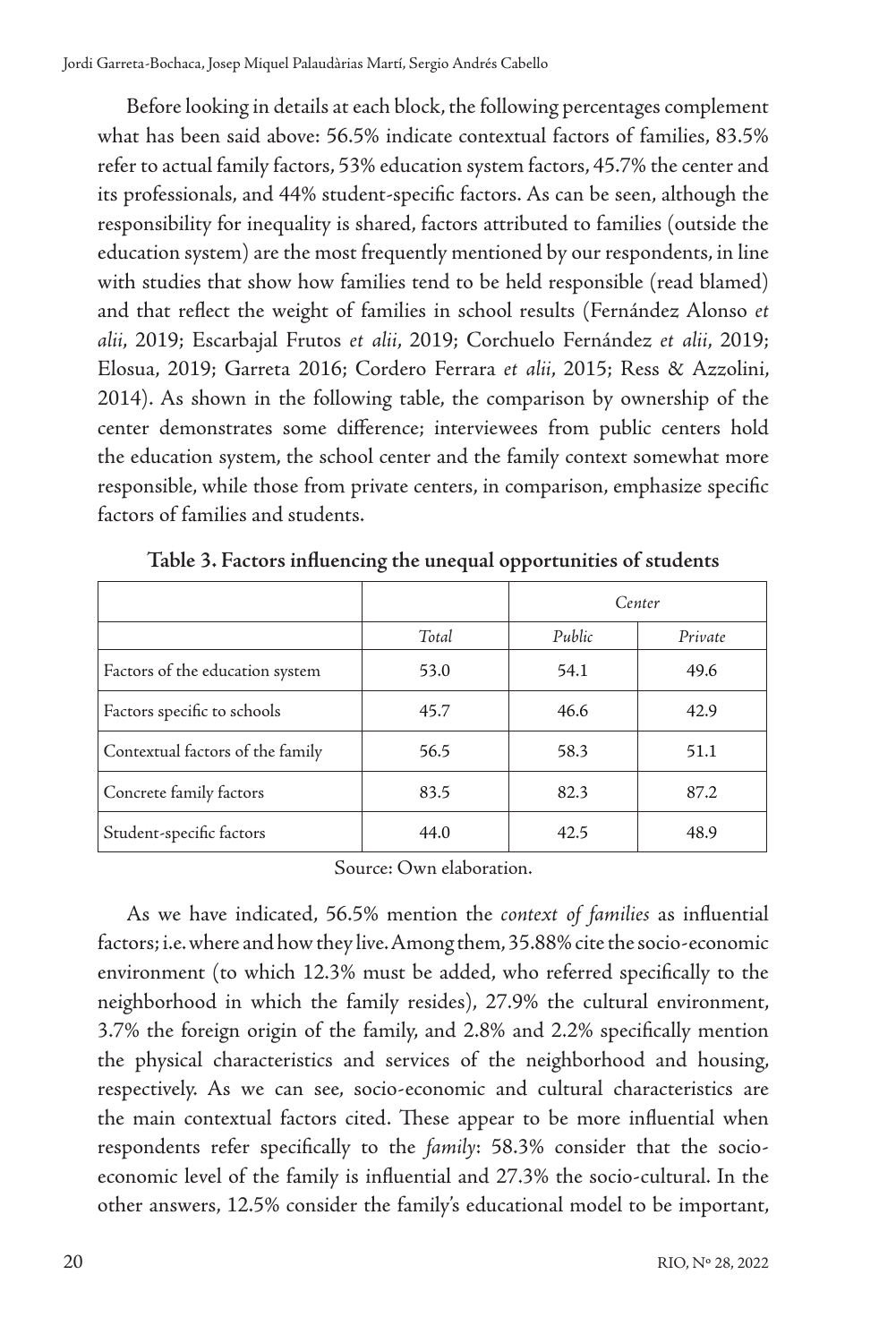Before looking in details at each block, the following percentages complement what has been said above: 56.5% indicate contextual factors of families, 83.5% refer to actual family factors, 53% education system factors, 45.7% the center and its professionals, and 44% student-specific factors. As can be seen, although the responsibility for inequality is shared, factors attributed to families (outside the education system) are the most frequently mentioned by our respondents, in line with studies that show how families tend to be held responsible (read blamed) and that reflect the weight of families in school results (Fernández Alonso *et alii*, 2019; Escarbajal Frutos *et alii*, 2019; Corchuelo Fernández *et alii*, 2019; Elosua, 2019; Garreta 2016; Cordero Ferrara *et alii*, 2015; Ress & Azzolini, 2014). As shown in the following table, the comparison by ownership of the center demonstrates some difference; interviewees from public centers hold the education system, the school center and the family context somewhat more responsible, while those from private centers, in comparison, emphasize specific factors of families and students.

**Table 3. Factors influencing the unequal opportunities of students**

| | | *Center* | |
|---|---|---|---|
| | *Total* | *Public* | *Private* |
| Factors of the education system | 53.0 | 54.1 | 49.6 |
| Factors specific to schools | 45.7 | 46.6 | 42.9 |
| Contextual factors of the family | 56.5 | 58.3 | 51.1 |
| Concrete family factors | 83.5 | 82.3 | 87.2 |
| Student-specific factors | 44.0 | 42.5 | 48.9 |

Source: Own elaboration.

As we have indicated, 56.5% mention the *context of families* as influential factors; i.e. where and how they live. Among them, 35.88% cite the socio-economic environment (to which 12.3% must be added, who referred specifically to the neighborhood in which the family resides), 27.9% the cultural environment, 3.7% the foreign origin of the family, and 2.8% and 2.2% specifically mention the physical characteristics and services of the neighborhood and housing, respectively. As we can see, socio-economic and cultural characteristics are the main contextual factors cited. These appear to be more influential when respondents refer specifically to the *family*: 58.3% consider that the socio-economic level of the family is influential and 27.3% the socio-cultural. In the other answers, 12.5% consider the family's educational model to be important,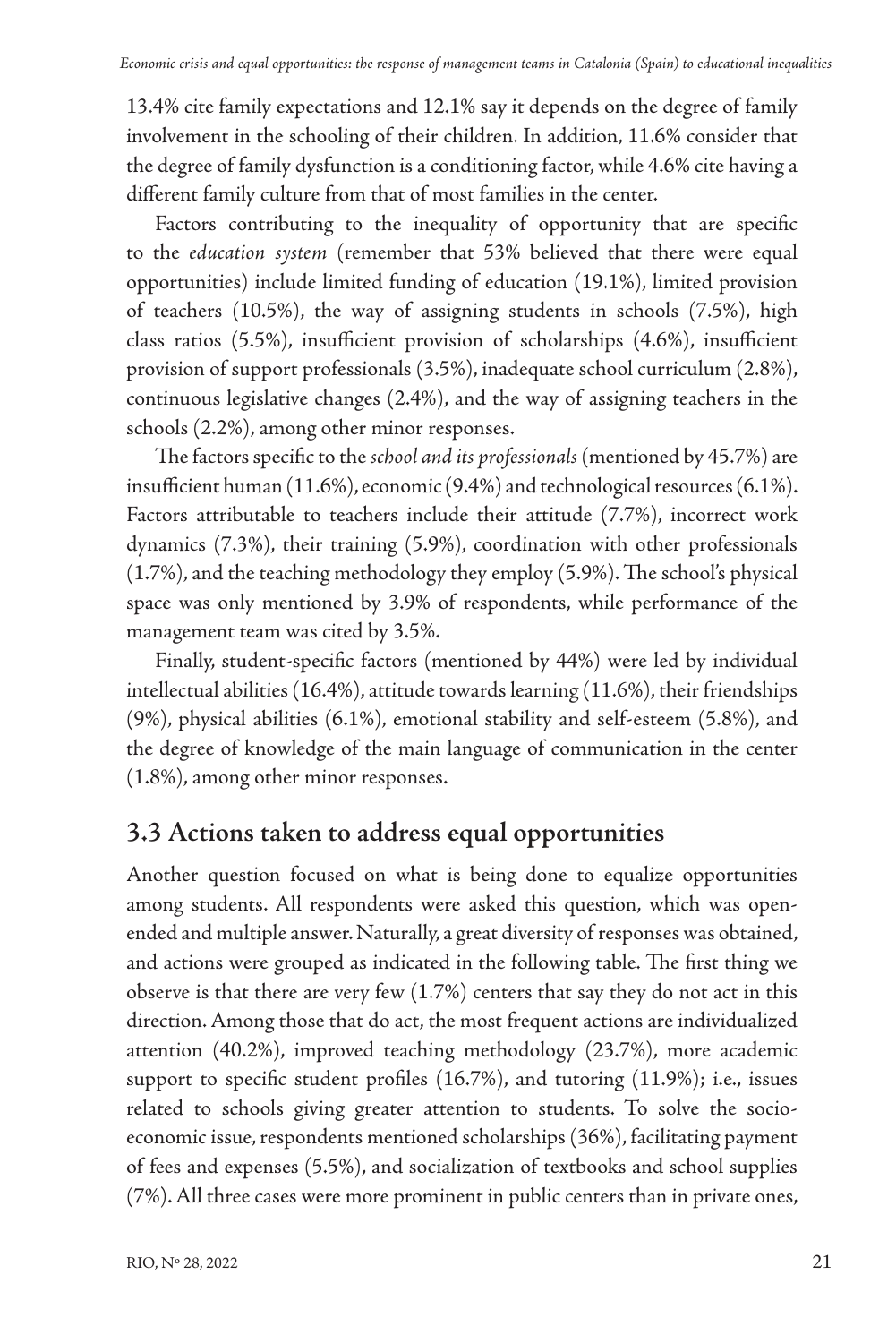13.4% cite family expectations and 12.1% say it depends on the degree of family involvement in the schooling of their children. In addition, 11.6% consider that the degree of family dysfunction is a conditioning factor, while 4.6% cite having a different family culture from that of most families in the center.

Factors contributing to the inequality of opportunity that are specific to the *education system* (remember that 53% believed that there were equal opportunities) include limited funding of education (19.1%), limited provision of teachers (10.5%), the way of assigning students in schools (7.5%), high class ratios (5.5%), insufficient provision of scholarships (4.6%), insufficient provision of support professionals (3.5%), inadequate school curriculum (2.8%), continuous legislative changes (2.4%), and the way of assigning teachers in the schools (2.2%), among other minor responses.

The factors specific to the *school and its professionals* (mentioned by 45.7%) are insufficient human (11.6%), economic (9.4%) and technological resources (6.1%). Factors attributable to teachers include their attitude (7.7%), incorrect work dynamics (7.3%), their training (5.9%), coordination with other professionals (1.7%), and the teaching methodology they employ (5.9%). The school's physical space was only mentioned by 3.9% of respondents, while performance of the management team was cited by 3.5%.

Finally, student-specific factors (mentioned by 44%) were led by individual intellectual abilities (16.4%), attitude towards learning (11.6%), their friendships (9%), physical abilities (6.1%), emotional stability and self-esteem (5.8%), and the degree of knowledge of the main language of communication in the center (1.8%), among other minor responses.

## 3.3 Actions taken to address equal opportunities

Another question focused on what is being done to equalize opportunities among students. All respondents were asked this question, which was open-ended and multiple answer. Naturally, a great diversity of responses was obtained, and actions were grouped as indicated in the following table. The first thing we observe is that there are very few (1.7%) centers that say they do not act in this direction. Among those that do act, the most frequent actions are individualized attention (40.2%), improved teaching methodology (23.7%), more academic support to specific student profiles (16.7%), and tutoring (11.9%); i.e., issues related to schools giving greater attention to students. To solve the socio-economic issue, respondents mentioned scholarships (36%), facilitating payment of fees and expenses (5.5%), and socialization of textbooks and school supplies (7%). All three cases were more prominent in public centers than in private ones,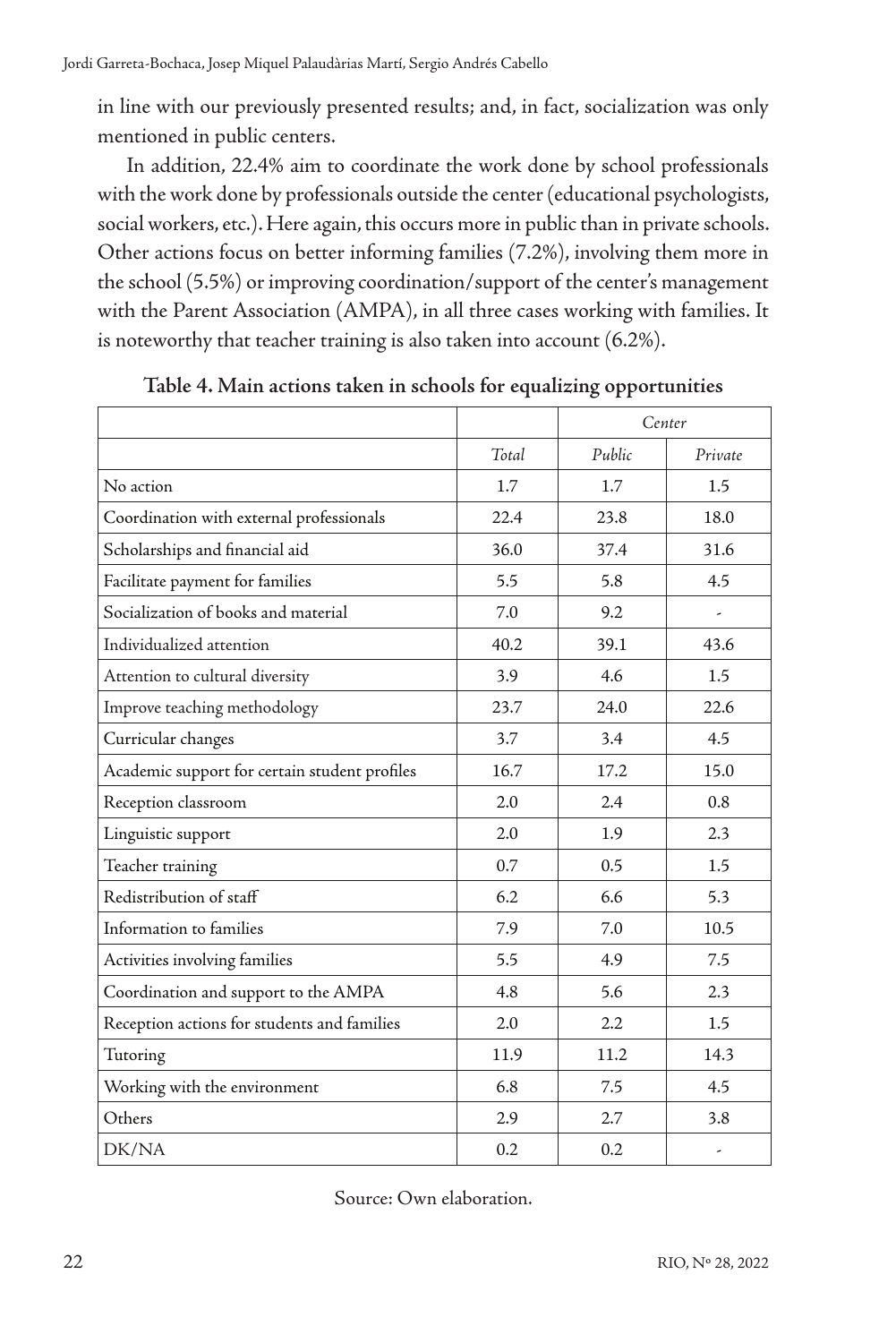in line with our previously presented results; and, in fact, socialization was only mentioned in public centers.

In addition, 22.4% aim to coordinate the work done by school professionals with the work done by professionals outside the center (educational psychologists, social workers, etc.). Here again, this occurs more in public than in private schools. Other actions focus on better informing families (7.2%), involving them more in the school (5.5%) or improving coordination/support of the center's management with the Parent Association (AMPA), in all three cases working with families. It is noteworthy that teacher training is also taken into account (6.2%).

**Table 4. Main actions taken in schools for equalizing opportunities**

| | | *Center* | |
|---|---|---|---|
| | *Total* | *Public* | *Private* |
| No action | 1.7 | 1.7 | 1.5 |
| Coordination with external professionals | 22.4 | 23.8 | 18.0 |
| Scholarships and financial aid | 36.0 | 37.4 | 31.6 |
| Facilitate payment for families | 5.5 | 5.8 | 4.5 |
| Socialization of books and material | 7.0 | 9.2 | - |
| Individualized attention | 40.2 | 39.1 | 43.6 |
| Attention to cultural diversity | 3.9 | 4.6 | 1.5 |
| Improve teaching methodology | 23.7 | 24.0 | 22.6 |
| Curricular changes | 3.7 | 3.4 | 4.5 |
| Academic support for certain student profiles | 16.7 | 17.2 | 15.0 |
| Reception classroom | 2.0 | 2.4 | 0.8 |
| Linguistic support | 2.0 | 1.9 | 2.3 |
| Teacher training | 0.7 | 0.5 | 1.5 |
| Redistribution of staff | 6.2 | 6.6 | 5.3 |
| Information to families | 7.9 | 7.0 | 10.5 |
| Activities involving families | 5.5 | 4.9 | 7.5 |
| Coordination and support to the AMPA | 4.8 | 5.6 | 2.3 |
| Reception actions for students and families | 2.0 | 2.2 | 1.5 |
| Tutoring | 11.9 | 11.2 | 14.3 |
| Working with the environment | 6.8 | 7.5 | 4.5 |
| Others | 2.9 | 2.7 | 3.8 |
| DK/NA | 0.2 | 0.2 | - |

Source: Own elaboration.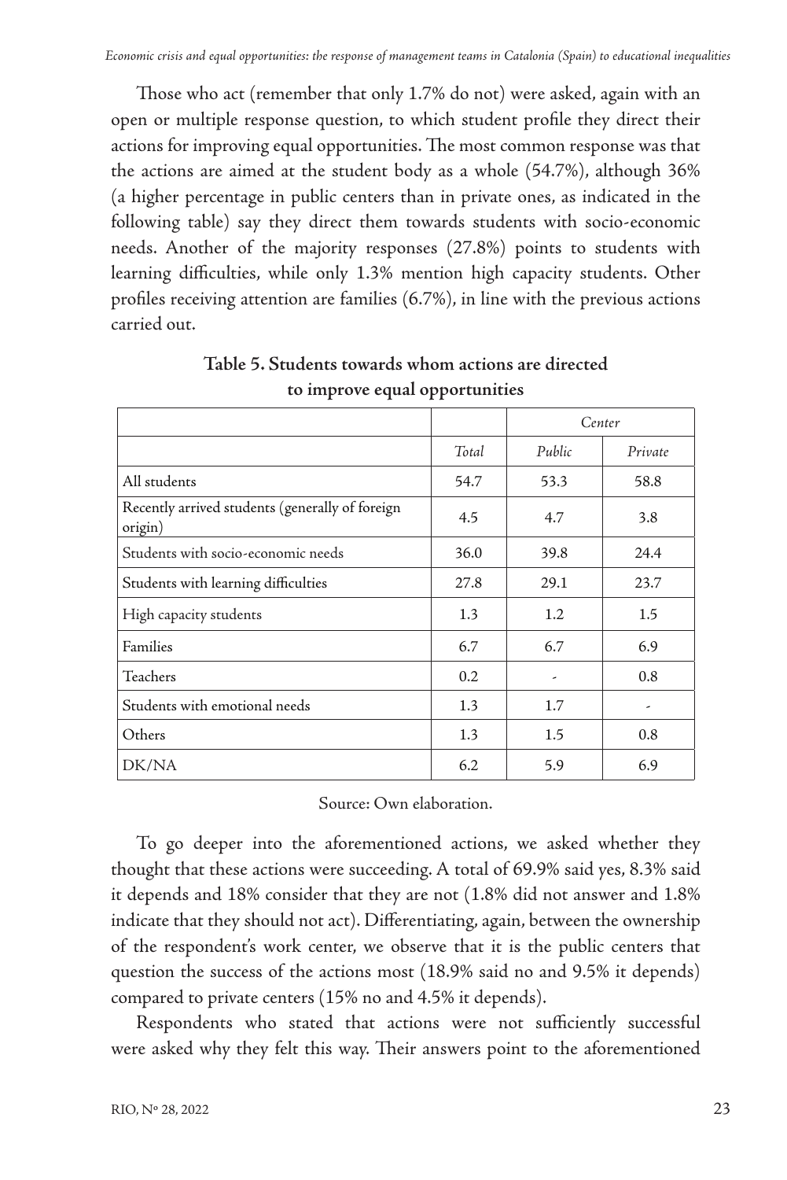Those who act (remember that only 1.7% do not) were asked, again with an open or multiple response question, to which student profile they direct their actions for improving equal opportunities. The most common response was that the actions are aimed at the student body as a whole (54.7%), although 36% (a higher percentage in public centers than in private ones, as indicated in the following table) say they direct them towards students with socio-economic needs. Another of the majority responses (27.8%) points to students with learning difficulties, while only 1.3% mention high capacity students. Other profiles receiving attention are families (6.7%), in line with the previous actions carried out.

**Table 5. Students towards whom actions are directed to improve equal opportunities**

| | | *Center* | |
|---|---|---|---|
| | *Total* | *Public* | *Private* |
| All students | 54.7 | 53.3 | 58.8 |
| Recently arrived students (generally of foreign origin) | 4.5 | 4.7 | 3.8 |
| Students with socio-economic needs | 36.0 | 39.8 | 24.4 |
| Students with learning difficulties | 27.8 | 29.1 | 23.7 |
| High capacity students | 1.3 | 1.2 | 1.5 |
| Families | 6.7 | 6.7 | 6.9 |
| Teachers | 0.2 | - | 0.8 |
| Students with emotional needs | 1.3 | 1.7 | - |
| Others | 1.3 | 1.5 | 0.8 |
| DK/NA | 6.2 | 5.9 | 6.9 |

Source: Own elaboration.

To go deeper into the aforementioned actions, we asked whether they thought that these actions were succeeding. A total of 69.9% said yes, 8.3% said it depends and 18% consider that they are not (1.8% did not answer and 1.8% indicate that they should not act). Differentiating, again, between the ownership of the respondent's work center, we observe that it is the public centers that question the success of the actions most (18.9% said no and 9.5% it depends) compared to private centers (15% no and 4.5% it depends).

Respondents who stated that actions were not sufficiently successful were asked why they felt this way. Their answers point to the aforementioned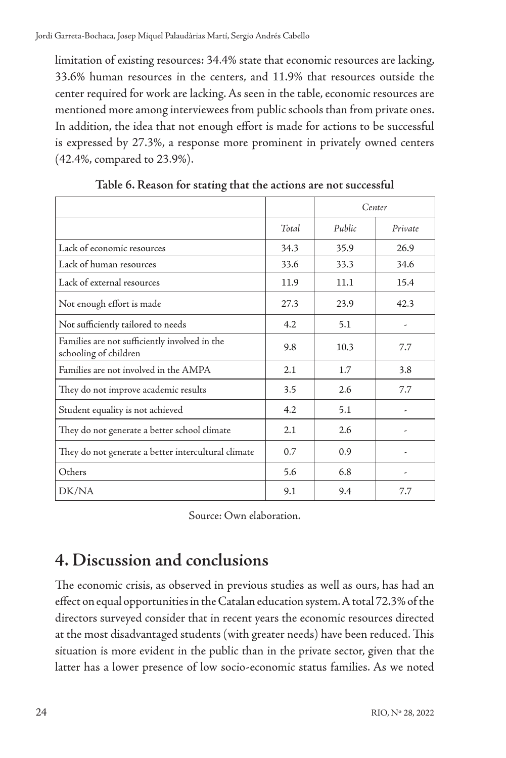limitation of existing resources: 34.4% state that economic resources are lacking, 33.6% human resources in the centers, and 11.9% that resources outside the center required for work are lacking. As seen in the table, economic resources are mentioned more among interviewees from public schools than from private ones. In addition, the idea that not enough effort is made for actions to be successful is expressed by 27.3%, a response more prominent in privately owned centers (42.4%, compared to 23.9%).

**Table 6. Reason for stating that the actions are not successful**

| | | *Center* | |
|---|---|---|---|
| | *Total* | *Public* | *Private* |
| Lack of economic resources | 34.3 | 35.9 | 26.9 |
| Lack of human resources | 33.6 | 33.3 | 34.6 |
| Lack of external resources | 11.9 | 11.1 | 15.4 |
| Not enough effort is made | 27.3 | 23.9 | 42.3 |
| Not sufficiently tailored to needs | 4.2 | 5.1 | - |
| Families are not sufficiently involved in the schooling of children | 9.8 | 10.3 | 7.7 |
| Families are not involved in the AMPA | 2.1 | 1.7 | 3.8 |
| They do not improve academic results | 3.5 | 2.6 | 7.7 |
| Student equality is not achieved | 4.2 | 5.1 | - |
| They do not generate a better school climate | 2.1 | 2.6 | - |
| They do not generate a better intercultural climate | 0.7 | 0.9 | - |
| Others | 5.6 | 6.8 | - |
| DK/NA | 9.1 | 9.4 | 7.7 |

Source: Own elaboration.

## 4. Discussion and conclusions

The economic crisis, as observed in previous studies as well as ours, has had an effect on equal opportunities in the Catalan education system. A total 72.3% of the directors surveyed consider that in recent years the economic resources directed at the most disadvantaged students (with greater needs) have been reduced. This situation is more evident in the public than in the private sector, given that the latter has a lower presence of low socio-economic status families. As we noted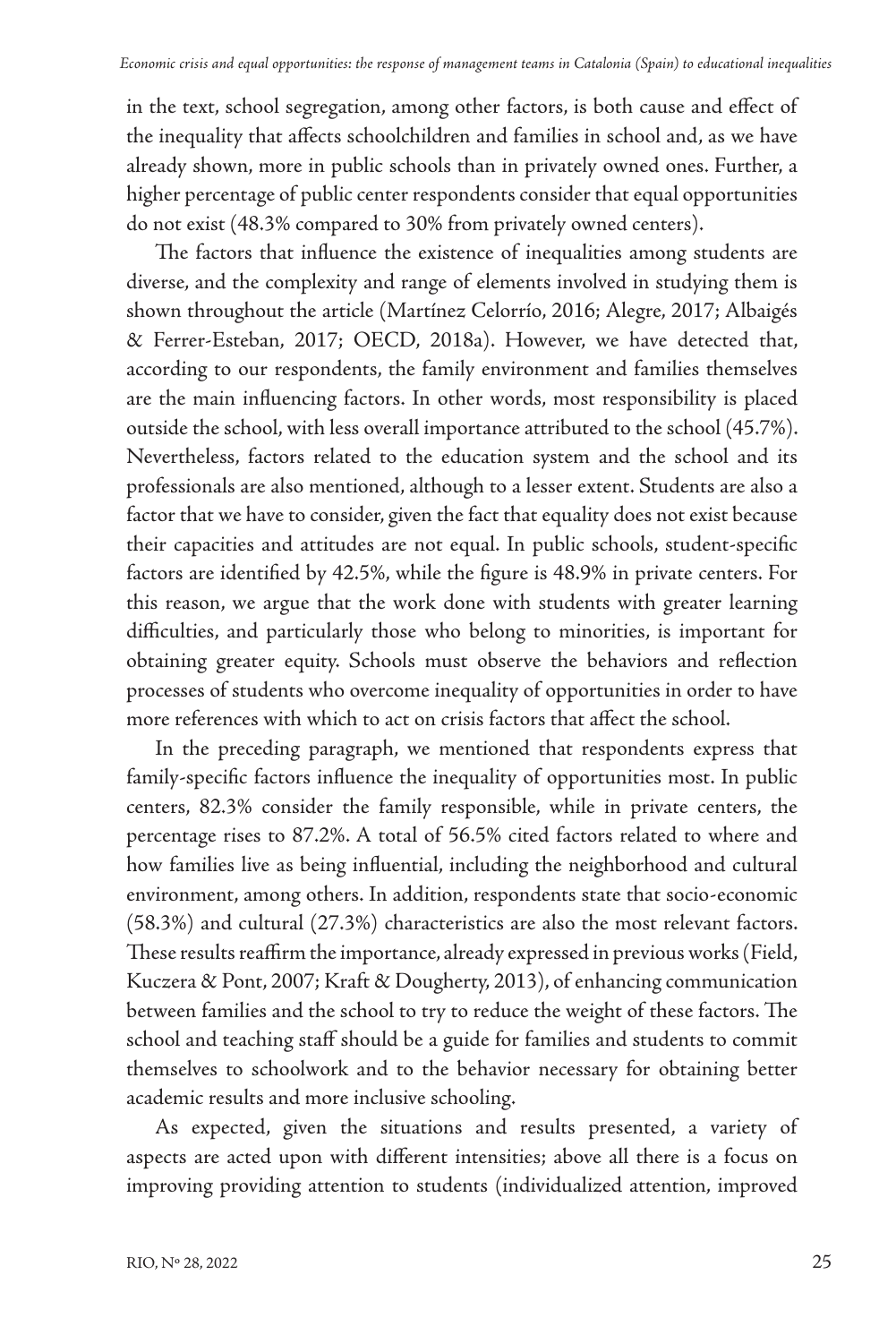in the text, school segregation, among other factors, is both cause and effect of the inequality that affects schoolchildren and families in school and, as we have already shown, more in public schools than in privately owned ones. Further, a higher percentage of public center respondents consider that equal opportunities do not exist (48.3% compared to 30% from privately owned centers).

The factors that influence the existence of inequalities among students are diverse, and the complexity and range of elements involved in studying them is shown throughout the article (Martínez Celorrío, 2016; Alegre, 2017; Albaigés & Ferrer-Esteban, 2017; OECD, 2018a). However, we have detected that, according to our respondents, the family environment and families themselves are the main influencing factors. In other words, most responsibility is placed outside the school, with less overall importance attributed to the school (45.7%). Nevertheless, factors related to the education system and the school and its professionals are also mentioned, although to a lesser extent. Students are also a factor that we have to consider, given the fact that equality does not exist because their capacities and attitudes are not equal. In public schools, student-specific factors are identified by 42.5%, while the figure is 48.9% in private centers. For this reason, we argue that the work done with students with greater learning difficulties, and particularly those who belong to minorities, is important for obtaining greater equity. Schools must observe the behaviors and reflection processes of students who overcome inequality of opportunities in order to have more references with which to act on crisis factors that affect the school.

In the preceding paragraph, we mentioned that respondents express that family-specific factors influence the inequality of opportunities most. In public centers, 82.3% consider the family responsible, while in private centers, the percentage rises to 87.2%. A total of 56.5% cited factors related to where and how families live as being influential, including the neighborhood and cultural environment, among others. In addition, respondents state that socio-economic (58.3%) and cultural (27.3%) characteristics are also the most relevant factors. These results reaffirm the importance, already expressed in previous works (Field, Kuczera & Pont, 2007; Kraft & Dougherty, 2013), of enhancing communication between families and the school to try to reduce the weight of these factors. The school and teaching staff should be a guide for families and students to commit themselves to schoolwork and to the behavior necessary for obtaining better academic results and more inclusive schooling.

As expected, given the situations and results presented, a variety of aspects are acted upon with different intensities; above all there is a focus on improving providing attention to students (individualized attention, improved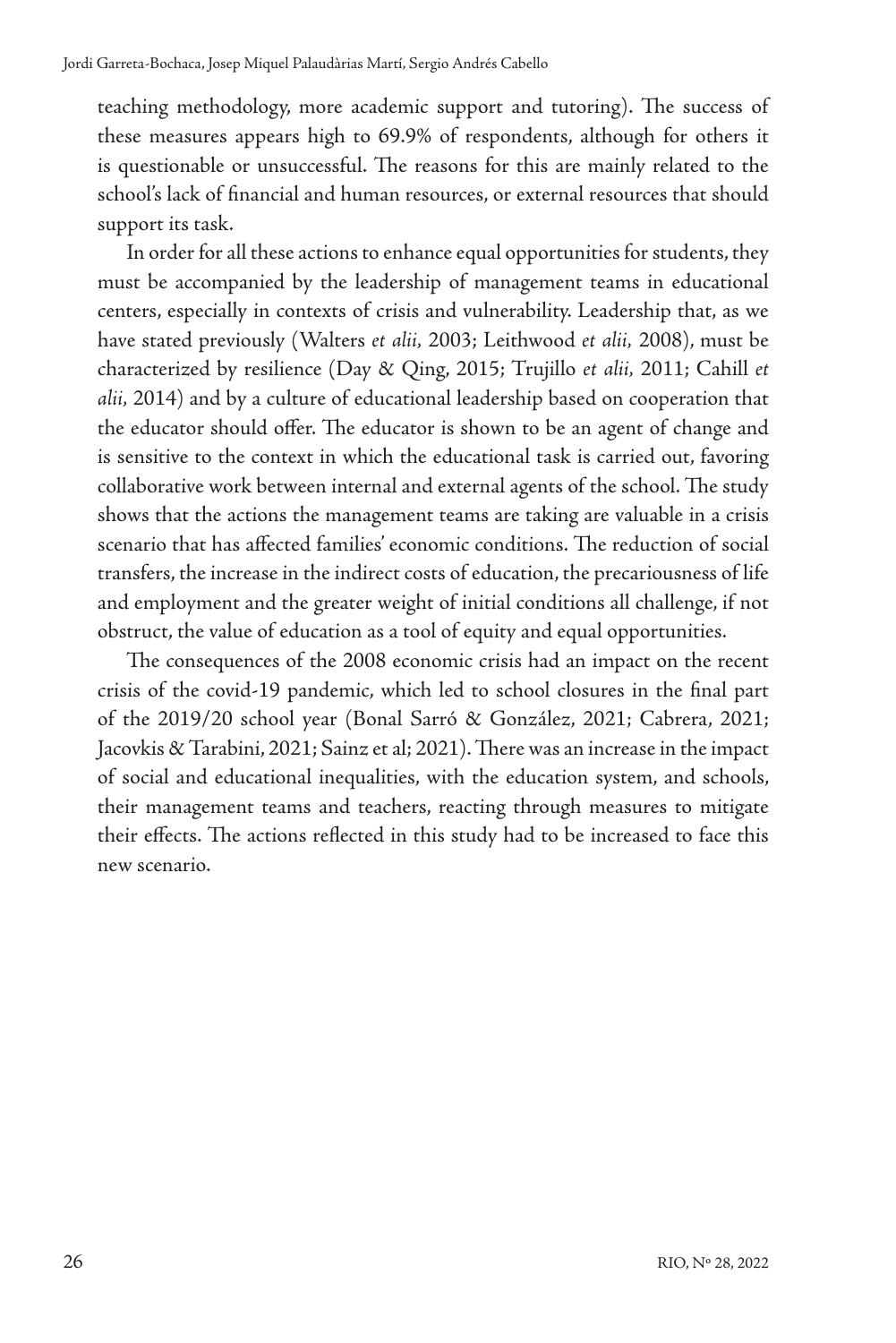teaching methodology, more academic support and tutoring). The success of these measures appears high to 69.9% of respondents, although for others it is questionable or unsuccessful. The reasons for this are mainly related to the school's lack of financial and human resources, or external resources that should support its task.

In order for all these actions to enhance equal opportunities for students, they must be accompanied by the leadership of management teams in educational centers, especially in contexts of crisis and vulnerability. Leadership that, as we have stated previously (Walters *et alii,* 2003; Leithwood *et alii,* 2008), must be characterized by resilience (Day & Qing, 2015; Trujillo *et alii,* 2011; Cahill *et alii,* 2014) and by a culture of educational leadership based on cooperation that the educator should offer. The educator is shown to be an agent of change and is sensitive to the context in which the educational task is carried out, favoring collaborative work between internal and external agents of the school. The study shows that the actions the management teams are taking are valuable in a crisis scenario that has affected families' economic conditions. The reduction of social transfers, the increase in the indirect costs of education, the precariousness of life and employment and the greater weight of initial conditions all challenge, if not obstruct, the value of education as a tool of equity and equal opportunities.

The consequences of the 2008 economic crisis had an impact on the recent crisis of the covid-19 pandemic, which led to school closures in the final part of the 2019/20 school year (Bonal Sarró & González, 2021; Cabrera, 2021; Jacovkis & Tarabini, 2021; Sainz et al; 2021). There was an increase in the impact of social and educational inequalities, with the education system, and schools, their management teams and teachers, reacting through measures to mitigate their effects. The actions reflected in this study had to be increased to face this new scenario.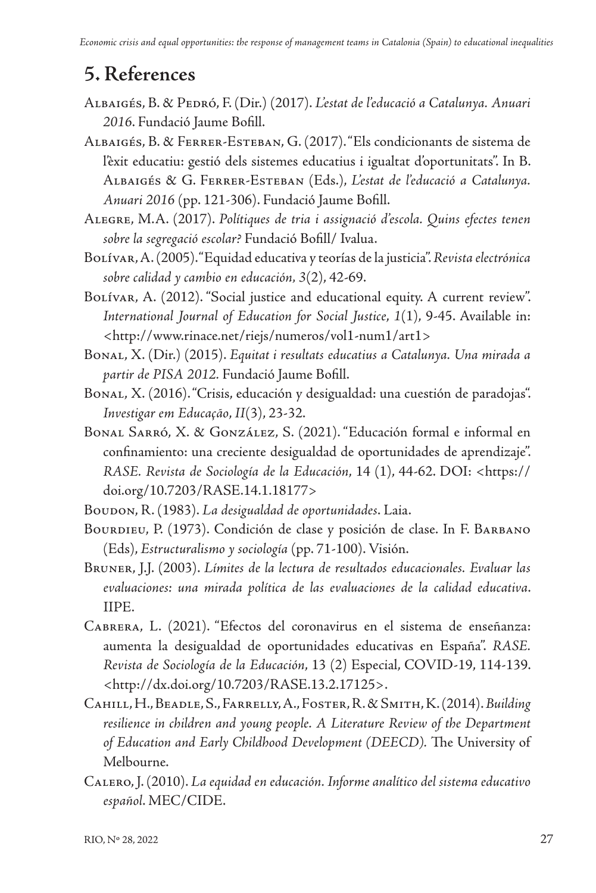## 5. References

Albaigés, B. & Pedró, F. (Dir.) (2017). *L'estat de l'educació a Catalunya. Anuari 2016*. Fundació Jaume Bofill.

Albaigés, B. & Ferrer-Esteban, G. (2017). "Els condicionants de sistema de l'èxit educatiu: gestió dels sistemes educatius i igualtat d'oportunitats". In B. Albaigés & G. Ferrer-Esteban (Eds.), *L'estat de l'educació a Catalunya. Anuari 2016* (pp. 121-306). Fundació Jaume Bofill.

Alegre, M.A. (2017). *Polítiques de tria i assignació d'escola. Quins efectes tenen sobre la segregació escolar?* Fundació Bofill/ Ivalua.

Bolívar, A. (2005). "Equidad educativa y teorías de la justicia". *Revista electrónica sobre calidad y cambio en educación*, *3*(2), 42-69.

Bolívar, A. (2012). "Social justice and educational equity. A current review". *International Journal of Education for Social Justice*, *1*(1), 9-45. Available in: <http://www.rinace.net/riejs/numeros/vol1-num1/art1>

Bonal, X. (Dir.) (2015). *Equitat i resultats educatius a Catalunya. Una mirada a partir de PISA 2012.* Fundació Jaume Bofill.

Bonal, X. (2016). "Crisis, educación y desigualdad: una cuestión de paradojas". *Investigar em Educação*, *II*(3), 23-32.

Bonal Sarró, X. & González, S. (2021). "Educación formal e informal en confinamiento: una creciente desigualdad de oportunidades de aprendizaje". *RASE. Revista de Sociología de la Educación*, 14 (1), 44-62. DOI: <https://doi.org/10.7203/RASE.14.1.18177>

Boudon, R. (1983). *La desigualdad de oportunidades*. Laia.

Bourdieu, P. (1973). Condición de clase y posición de clase. In F. Barbano (Eds), *Estructuralismo y sociología* (pp. 71-100). Visión.

Bruner, J.J. (2003). *Límites de la lectura de resultados educacionales. Evaluar las evaluaciones: una mirada política de las evaluaciones de la calidad educativa*. IIPE.

Cabrera, L. (2021). "Efectos del coronavirus en el sistema de enseñanza: aumenta la desigualdad de oportunidades educativas en España". *RASE. Revista de Sociología de la Educación*, 13 (2) Especial, COVID-19, 114-139. <http://dx.doi.org/10.7203/RASE.13.2.17125>.

Cahill, H., Beadle, S., Farrelly, A., Foster, R. & Smith, K. (2014). *Building resilience in children and young people. A Literature Review of the Department of Education and Early Childhood Development (DEECD).* The University of Melbourne.

Calero, J. (2010). *La equidad en educación. Informe analítico del sistema educativo español*. MEC/CIDE.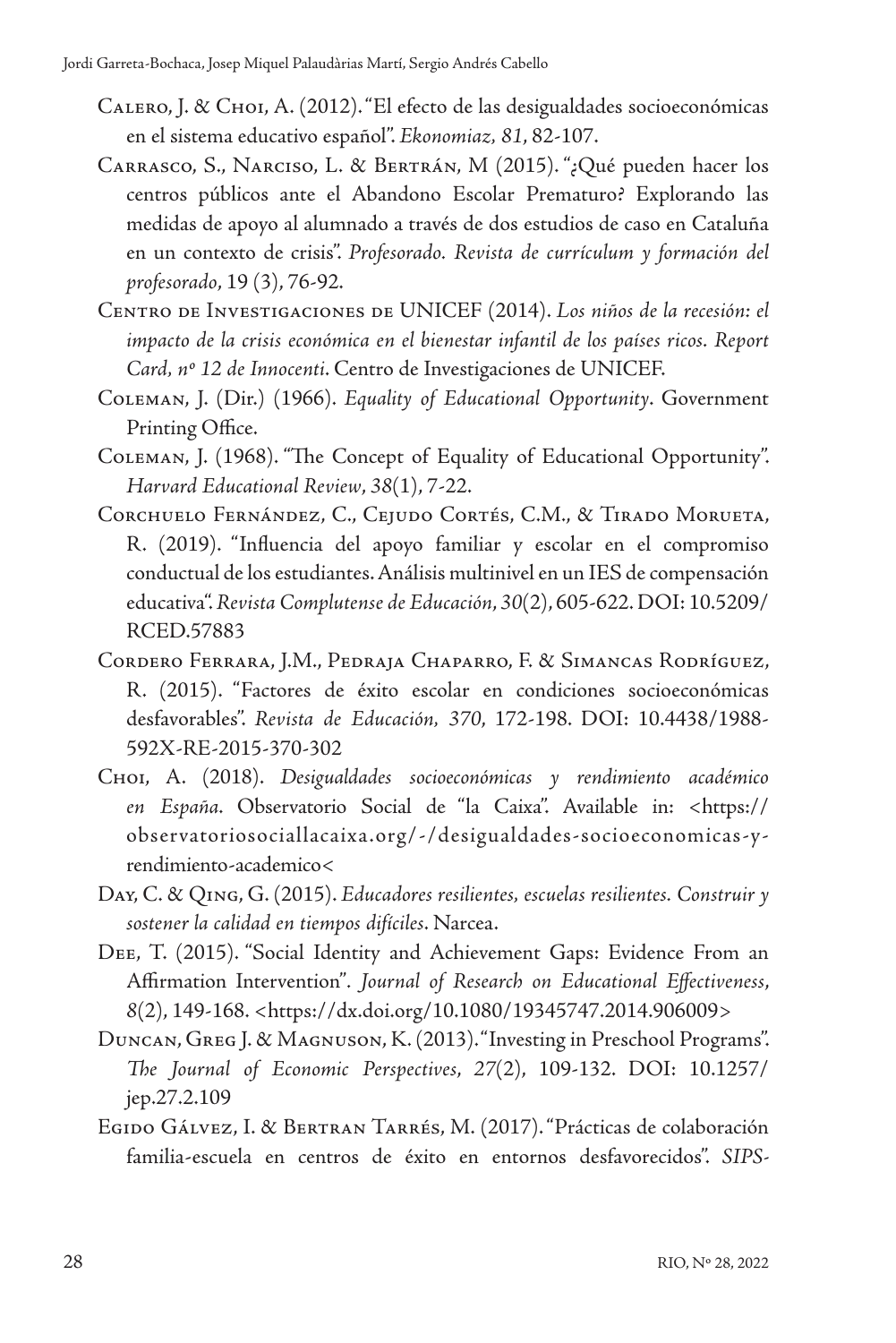Calero, J. & Choi, A. (2012). "El efecto de las desigualdades socioeconómicas en el sistema educativo español". *Ekonomiaz, 81*, 82-107.

Carrasco, S., Narciso, L. & Bertrán, M (2015). "¿Qué pueden hacer los centros públicos ante el Abandono Escolar Prematuro? Explorando las medidas de apoyo al alumnado a través de dos estudios de caso en Cataluña en un contexto de crisis". *Profesorado. Revista de currículum y formación del profesorado*, 19 (3), 76-92.

Centro de Investigaciones de UNICEF (2014). *Los niños de la recesión: el impacto de la crisis económica en el bienestar infantil de los países ricos. Report Card, nº 12 de Innocenti*. Centro de Investigaciones de UNICEF.

Coleman, J. (Dir.) (1966). *Equality of Educational Opportunity*. Government Printing Office.

Coleman, J. (1968). "The Concept of Equality of Educational Opportunity". *Harvard Educational Review*, *38*(1), 7-22.

Corchuelo Fernández, C., Cejudo Cortés, C.M., & Tirado Morueta, R. (2019). "Influencia del apoyo familiar y escolar en el compromiso conductual de los estudiantes. Análisis multinivel en un IES de compensación educativa". *Revista Complutense de Educación*, *30*(2), 605-622. DOI: 10.5209/RCED.57883

Cordero Ferrara, J.M., Pedraja Chaparro, F. & Simancas Rodríguez, R. (2015). "Factores de éxito escolar en condiciones socioeconómicas desfavorables". *Revista de Educación, 370*, 172-198. DOI: 10.4438/1988-592X-RE-2015-370-302

Choi, A. (2018). *Desigualdades socioeconómicas y rendimiento académico en España*. Observatorio Social de "la Caixa". Available in: <https://observatoriosociallacaixa.org/-/desigualdades-socioeconomicas-y-rendimiento-academico<

Day, C. & Qing, G. (2015). *Educadores resilientes, escuelas resilientes. Construir y sostener la calidad en tiempos difíciles*. Narcea.

Dee, T. (2015). "Social Identity and Achievement Gaps: Evidence From an Affirmation Intervention". *Journal of Research on Educational Effectiveness*, *8*(2), 149-168. <https://dx.doi.org/10.1080/19345747.2014.906009>

Duncan, Greg J. & Magnuson, K. (2013). "Investing in Preschool Programs". *The Journal of Economic Perspectives*, *27*(2), 109-132. DOI: 10.1257/jep.27.2.109

Egido Gálvez, I. & Bertran Tarrés, M. (2017). "Prácticas de colaboración familia-escuela en centros de éxito en entornos desfavorecidos". *SIPS-*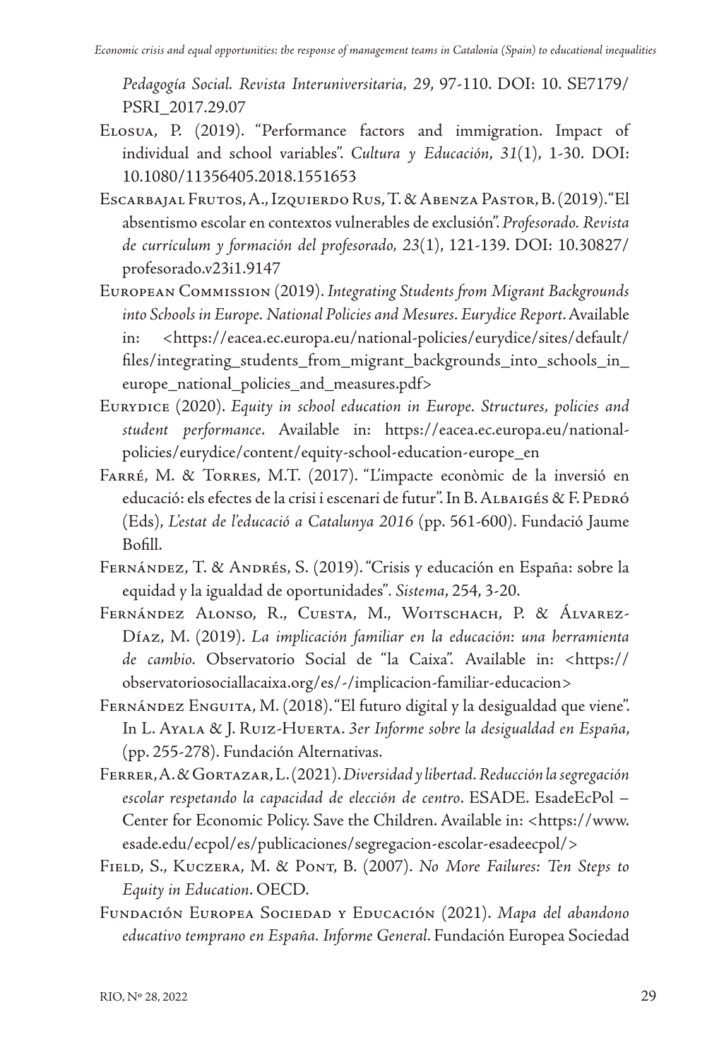*Pedagogía Social. Revista Interuniversitaria*, *29*, 97-110. DOI: 10. SE7179/ PSRI_2017.29.07

Elosua, P. (2019). "Performance factors and immigration. Impact of individual and school variables". *Cultura y Educación*, *31*(1), 1-30. DOI: 10.1080/11356405.2018.1551653

Escarbajal Frutos, A., Izquierdo Rus, T. & Abenza Pastor, B. (2019). "El absentismo escolar en contextos vulnerables de exclusión". *Profesorado. Revista de currículum y formación del profesorado*, *23*(1), 121-139. DOI: 10.30827/ profesorado.v23i1.9147

European Commission (2019). *Integrating Students from Migrant Backgrounds into Schools in Europe. National Policies and Mesures. Eurydice Report*. Available in: <https://eacea.ec.europa.eu/national-policies/eurydice/sites/default/files/integrating_students_from_migrant_backgrounds_into_schools_in_europe_national_policies_and_measures.pdf>

Eurydice (2020). *Equity in school education in Europe. Structures, policies and student performance*. Available in: https://eacea.ec.europa.eu/national-policies/eurydice/content/equity-school-education-europe_en

Farré, M. & Torres, M.T. (2017). "L'impacte econòmic de la inversió en educació: els efectes de la crisi i escenari de futur". In B. Albaigés & F. Pedró (Eds), *L'estat de l'educació a Catalunya 2016* (pp. 561-600). Fundació Jaume Bofill.

Fernández, T. & Andrés, S. (2019). "Crisis y educación en España: sobre la equidad y la igualdad de oportunidades". *Sistema*, 254, 3-20.

Fernández Alonso, R., Cuesta, M., Woitschach, P. & Álvarez-Díaz, M. (2019). *La implicación familiar en la educación: una herramienta de cambio.* Observatorio Social de "la Caixa". Available in: <https://observatoriosociallacaixa.org/es/-/implicacion-familiar-educacion>

Fernández Enguita, M. (2018). "El futuro digital y la desigualdad que viene". In L. Ayala & J. Ruiz-Huerta. *3er Informe sobre la desigualdad en España*, (pp. 255-278). Fundación Alternativas.

Ferrer, A. & Gortazar, L. (2021). *Diversidad y libertad. Reducción la segregación escolar respetando la capacidad de elección de centro*. ESADE. EsadeEcPol – Center for Economic Policy. Save the Children. Available in: <https://www.esade.edu/ecpol/es/publicaciones/segregacion-escolar-esadeecpol/>

Field, S., Kuczera, M. & Pont, B. (2007). *No More Failures: Ten Steps to Equity in Education*. OECD.

Fundación Europea Sociedad y Educación (2021). *Mapa del abandono educativo temprano en España. Informe General*. Fundación Europea Sociedad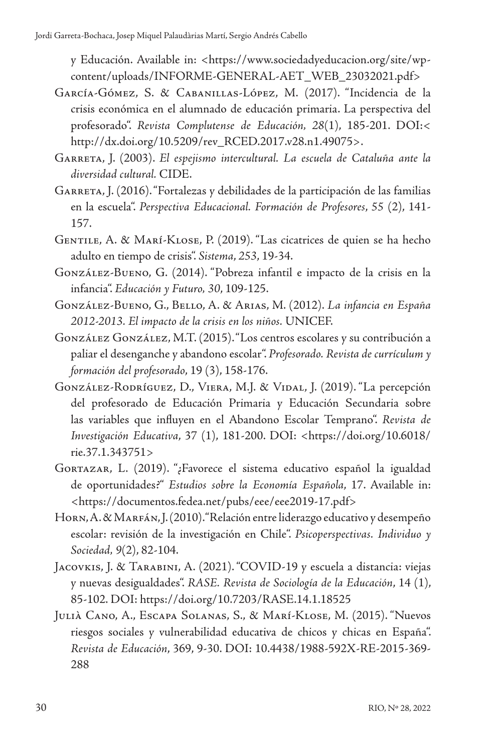y Educación. Available in: <https://www.sociedadyeducacion.org/site/wp-content/uploads/INFORME-GENERAL-AET_WEB_23032021.pdf>

García-Gómez, S. & Cabanillas-López, M. (2017). "Incidencia de la crisis económica en el alumnado de educación primaria. La perspectiva del profesorado". *Revista Complutense de Educación, 28*(1), 185-201. DOI:< http://dx.doi.org/10.5209/rev_RCED.2017.v28.n1.49075>.

Garreta, J. (2003). *El espejismo intercultural. La escuela de Cataluña ante la diversidad cultural.* CIDE.

Garreta, J. (2016). "Fortalezas y debilidades de la participación de las familias en la escuela". *Perspectiva Educacional. Formación de Profesores*, 55 (2), 141-157.

Gentile, A. & Marí-Klose, P. (2019). "Las cicatrices de quien se ha hecho adulto en tiempo de crisis". *Sistema*, *253*, 19-34.

González-Bueno, G. (2014). "Pobreza infantil e impacto de la crisis en la infancia". *Educación y Futuro, 30*, 109-125.

González-Bueno, G., Bello, A. & Arias, M. (2012). *La infancia en España 2012-2013. El impacto de la crisis en los niños.* UNICEF.

González González, M.T. (2015). "Los centros escolares y su contribución a paliar el desenganche y abandono escolar". *Profesorado. Revista de currículum y formación del profesorado*, 19 (3), 158-176.

González-Rodríguez, D., Viera, M.J. & Vidal, J. (2019). "La percepción del profesorado de Educación Primaria y Educación Secundaria sobre las variables que influyen en el Abandono Escolar Temprano". *Revista de Investigación Educativa*, 37 (1), 181-200. DOI: <https://doi.org/10.6018/rie.37.1.343751>

Gortazar, L. (2019). "¿Favorece el sistema educativo español la igualdad de oportunidades?" *Estudios sobre la Economía Española*, 17. Available in: <https://documentos.fedea.net/pubs/eee/eee2019-17.pdf>

Horn, A. & Marfán, J. (2010). "Relación entre liderazgo educativo y desempeño escolar: revisión de la investigación en Chile". *Psicoperspectivas. Individuo y Sociedad, 9*(2), 82-104.

Jacovkis, J. & Tarabini, A. (2021). "COVID-19 y escuela a distancia: viejas y nuevas desigualdades". *RASE. Revista de Sociología de la Educación*, 14 (1), 85-102. DOI: https://doi.org/10.7203/RASE.14.1.18525

Julià Cano, A., Escapa Solanas, S., & Marí-Klose, M. (2015). "Nuevos riesgos sociales y vulnerabilidad educativa de chicos y chicas en España". *Revista de Educación*, 369, 9-30. DOI: 10.4438/1988-592X-RE-2015-369-288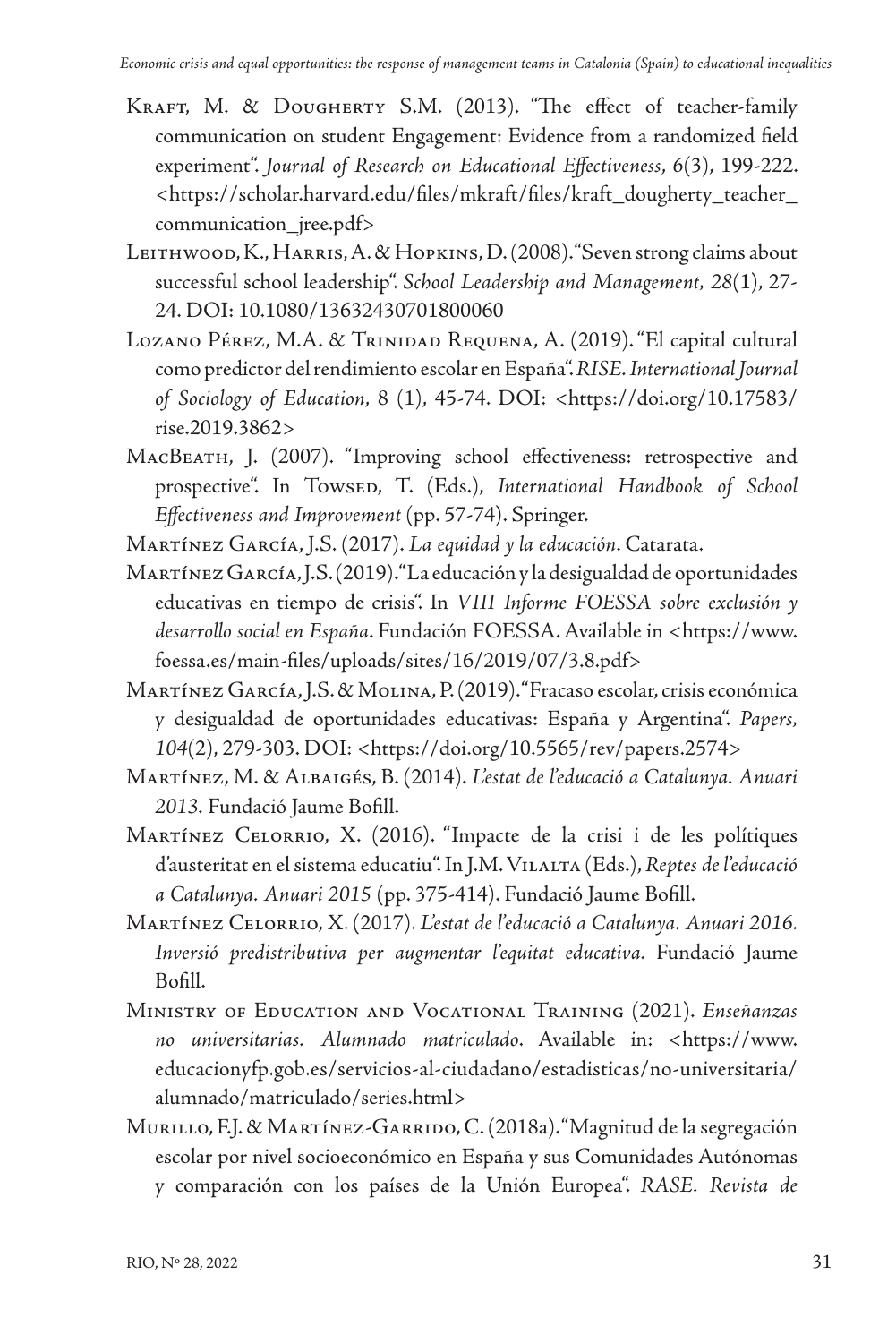Kraft, M. & Dougherty S.M. (2013). "The effect of teacher-family communication on student Engagement: Evidence from a randomized field experiment". *Journal of Research on Educational Effectiveness*, *6*(3), 199-222. <https://scholar.harvard.edu/files/mkraft/files/kraft_dougherty_teacher_communication_jree.pdf>

Leithwood, K., Harris, A. & Hopkins, D. (2008). "Seven strong claims about successful school leadership". *School Leadership and Management*, *28*(1), 27-24. DOI: 10.1080/13632430701800060

Lozano Pérez, M.A. & Trinidad Requena, A. (2019). "El capital cultural como predictor del rendimiento escolar en España". *RISE. International Journal of Sociology of Education*, 8 (1), 45-74. DOI: <https://doi.org/10.17583/rise.2019.3862>

MacBeath, J. (2007). "Improving school effectiveness: retrospective and prospective". In Towsed, T. (Eds.), *International Handbook of School Effectiveness and Improvement* (pp. 57-74). Springer.

Martínez García, J.S. (2017). *La equidad y la educación*. Catarata.

Martínez García, J.S. (2019). "La educación y la desigualdad de oportunidades educativas en tiempo de crisis". In *VIII Informe FOESSA sobre exclusión y desarrollo social en España*. Fundación FOESSA. Available in <https://www.foessa.es/main-files/uploads/sites/16/2019/07/3.8.pdf>

Martínez García, J.S. & Molina, P. (2019). "Fracaso escolar, crisis económica y desigualdad de oportunidades educativas: España y Argentina". *Papers*, *104*(2), 279-303. DOI: <https://doi.org/10.5565/rev/papers.2574>

Martínez, M. & Albaigés, B. (2014). *L'estat de l'educació a Catalunya. Anuari 2013.* Fundació Jaume Bofill.

Martínez Celorrio, X. (2016). "Impacte de la crisi i de les polítiques d'austeritat en el sistema educatiu". In J.M. Vilalta (Eds.), *Reptes de l'educació a Catalunya. Anuari 2015* (pp. 375-414). Fundació Jaume Bofill.

Martínez Celorrio, X. (2017). *L'estat de l'educació a Catalunya. Anuari 2016. Inversió predistributiva per augmentar l'equitat educativa*. Fundació Jaume Bofill.

Ministry of Education and Vocational Training (2021). *Enseñanzas no universitarias. Alumnado matriculado*. Available in: <https://www.educacionyfp.gob.es/servicios-al-ciudadano/estadisticas/no-universitaria/alumnado/matriculado/series.html>

Murillo, F.J. & Martínez-Garrido, C. (2018a). "Magnitud de la segregación escolar por nivel socioeconómico en España y sus Comunidades Autónomas y comparación con los países de la Unión Europea". *RASE. Revista de*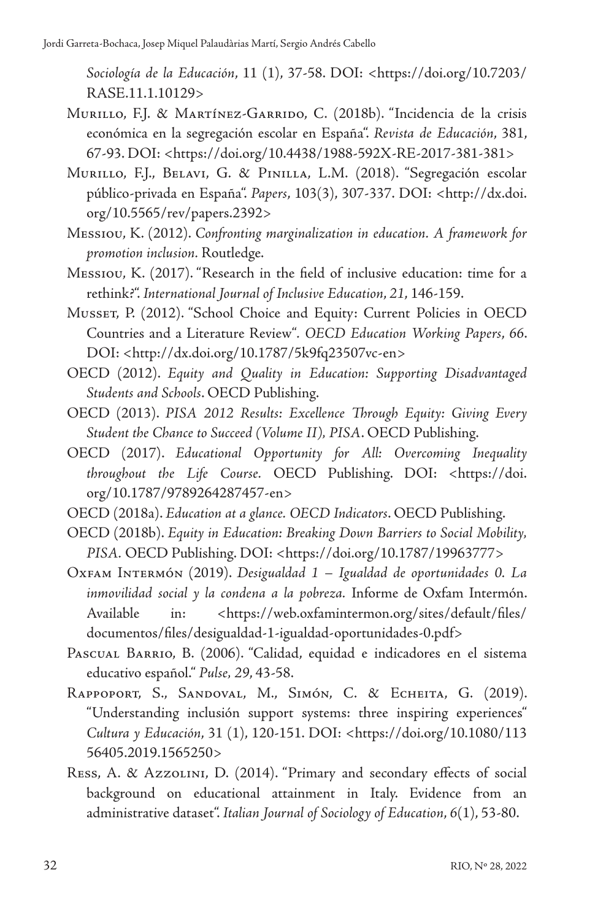*Sociología de la Educación*, 11 (1), 37-58. DOI: <https://doi.org/10.7203/RASE.11.1.10129>

Murillo, F.J. & Martínez-Garrido, C. (2018b). "Incidencia de la crisis económica en la segregación escolar en España". *Revista de Educación*, 381, 67-93. DOI: <https://doi.org/10.4438/1988-592X-RE-2017-381-381>

Murillo, F.J., Belavi, G. & Pinilla, L.M. (2018). "Segregación escolar público-privada en España". *Papers*, 103(3), 307-337. DOI: <http://dx.doi.org/10.5565/rev/papers.2392>

Messiou, K. (2012). *Confronting marginalization in education. A framework for promotion inclusion*. Routledge.

Messiou, K. (2017). "Research in the field of inclusive education: time for a rethink?". *International Journal of Inclusive Education*, *21*, 146-159.

Musset, P. (2012). "School Choice and Equity: Current Policies in OECD Countries and a Literature Review". *OECD Education Working Papers*, *66*. DOI: <http://dx.doi.org/10.1787/5k9fq23507vc-en>

OECD (2012). *Equity and Quality in Education: Supporting Disadvantaged Students and Schools*. OECD Publishing.

OECD (2013). *PISA 2012 Results: Excellence Through Equity: Giving Every Student the Chance to Succeed (Volume II), PISA*. OECD Publishing.

OECD (2017). *Educational Opportunity for All: Overcoming Inequality throughout the Life Course*. OECD Publishing. DOI: <https://doi.org/10.1787/9789264287457-en>

OECD (2018a). *Education at a glance. OECD Indicators*. OECD Publishing.

OECD (2018b). *Equity in Education: Breaking Down Barriers to Social Mobility, PISA*. OECD Publishing. DOI: <https://doi.org/10.1787/19963777>

Oxfam Intermón (2019). *Desigualdad 1 – Igualdad de oportunidades 0. La inmovilidad social y la condena a la pobreza*. Informe de Oxfam Intermón. Available in: <https://web.oxfamintermon.org/sites/default/files/documentos/files/desigualdad-1-igualdad-oportunidades-0.pdf>

Pascual Barrio, B. (2006). "Calidad, equidad e indicadores en el sistema educativo español." *Pulse, 29*, 43-58.

Rappoport, S., Sandoval, M., Simón, C. & Echeita, G. (2019). "Understanding inclusión support systems: three inspiring experiences" *Cultura y Educación*, 31 (1), 120-151. DOI: <https://doi.org/10.1080/11356405.2019.1565250>

Ress, A. & Azzolini, D. (2014). "Primary and secondary effects of social background on educational attainment in Italy. Evidence from an administrative dataset". *Italian Journal of Sociology of Education*, *6*(1), 53-80.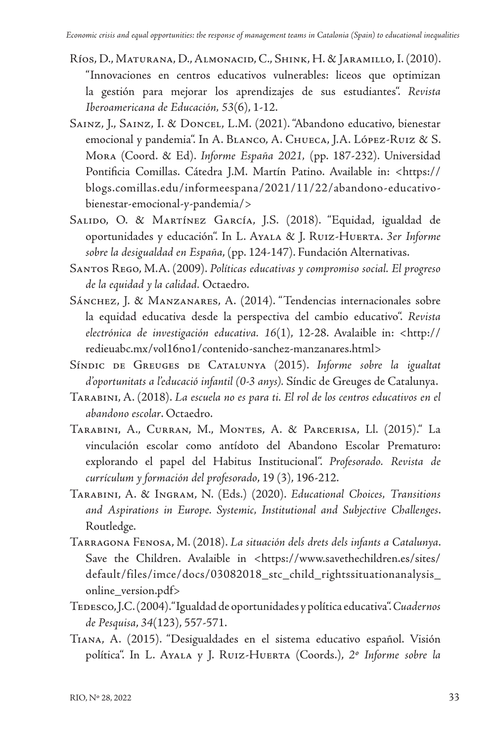Ríos, D., Maturana, D., Almonacid, C., Shink, H. & Jaramillo, I. (2010). "Innovaciones en centros educativos vulnerables: liceos que optimizan la gestión para mejorar los aprendizajes de sus estudiantes". *Revista Iberoamericana de Educación, 53*(6), 1-12.

Sainz, J., Sainz, I. & Doncel, L.M. (2021). "Abandono educativo, bienestar emocional y pandemia". In A. Blanco, A. Chueca, J.A. López-Ruiz & S. Mora (Coord. & Ed). *Informe España 2021*, (pp. 187-232). Universidad Pontificia Comillas. Cátedra J.M. Martín Patino. Available in: <https://blogs.comillas.edu/informeespana/2021/11/22/abandono-educativo-bienestar-emocional-y-pandemia/>

Salido, O. & Martínez García, J.S. (2018). "Equidad, igualdad de oportunidades y educación". In L. Ayala & J. Ruiz-Huerta. *3er Informe sobre la desigualdad en España*, (pp. 124-147). Fundación Alternativas.

Santos Rego, M.A. (2009). *Políticas educativas y compromiso social. El progreso de la equidad y la calidad*. Octaedro.

Sánchez, J. & Manzanares, A. (2014). "Tendencias internacionales sobre la equidad educativa desde la perspectiva del cambio educativo". *Revista electrónica de investigación educativa. 16*(1), 12-28. Avalaible in: <http://redieuabc.mx/vol16no1/contenido-sanchez-manzanares.html>

Síndic de Greuges de Catalunya (2015). *Informe sobre la igualtat d'oportunitats a l'educació infantil (0-3 anys)*. Síndic de Greuges de Catalunya.

Tarabini, A. (2018). *La escuela no es para ti. El rol de los centros educativos en el abandono escolar*. Octaedro.

Tarabini, A., Curran, M., Montes, A. & Parcerisa, Ll. (2015)." La vinculación escolar como antídoto del Abandono Escolar Prematuro: explorando el papel del Habitus Institucional". *Profesorado. Revista de currículum y formación del profesorado*, 19 (3), 196-212.

Tarabini, A. & Ingram, N. (Eds.) (2020). *Educational Choices, Transitions and Aspirations in Europe. Systemic, Institutional and Subjective Challenges*. Routledge.

Tarragona Fenosa, M. (2018). *La situación dels drets dels infants a Catalunya*. Save the Children. Avalaible in <https://www.savethechildren.es/sites/default/files/imce/docs/03082018_stc_child_rightssituationanalysis_online_version.pdf>

Tedesco, J.C. (2004). "Igualdad de oportunidades y política educativa". *Cuadernos de Pesquisa*, *34*(123), 557-571.

Tiana, A. (2015). "Desigualdades en el sistema educativo español. Visión política". In L. Ayala y J. Ruiz-Huerta (Coords.), *2º Informe sobre la*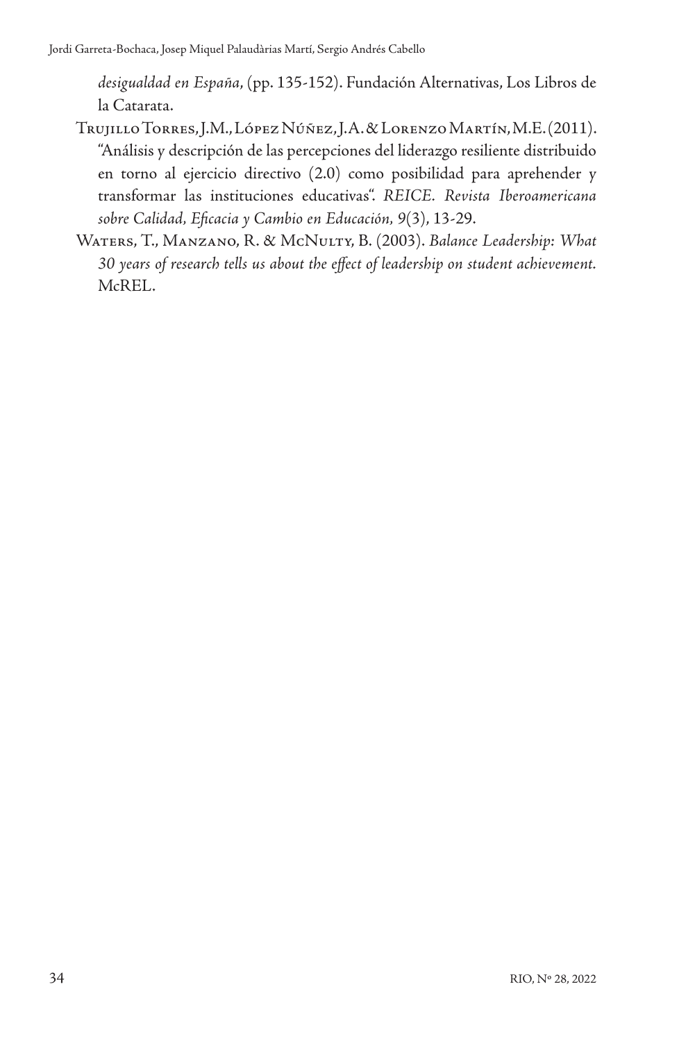*desigualdad en España*, (pp. 135-152). Fundación Alternativas, Los Libros de la Catarata.

Trujillo Torres, J.M., López Núñez, J.A. & Lorenzo Martín, M.E. (2011). "Análisis y descripción de las percepciones del liderazgo resiliente distribuido en torno al ejercicio directivo (2.0) como posibilidad para aprehender y transformar las instituciones educativas". *REICE. Revista Iberoamericana sobre Calidad, Eficacia y Cambio en Educación, 9*(3), 13-29.

Waters, T., Manzano, R. & McNulty, B. (2003). *Balance Leadership: What 30 years of research tells us about the effect of leadership on student achievement.* McREL.